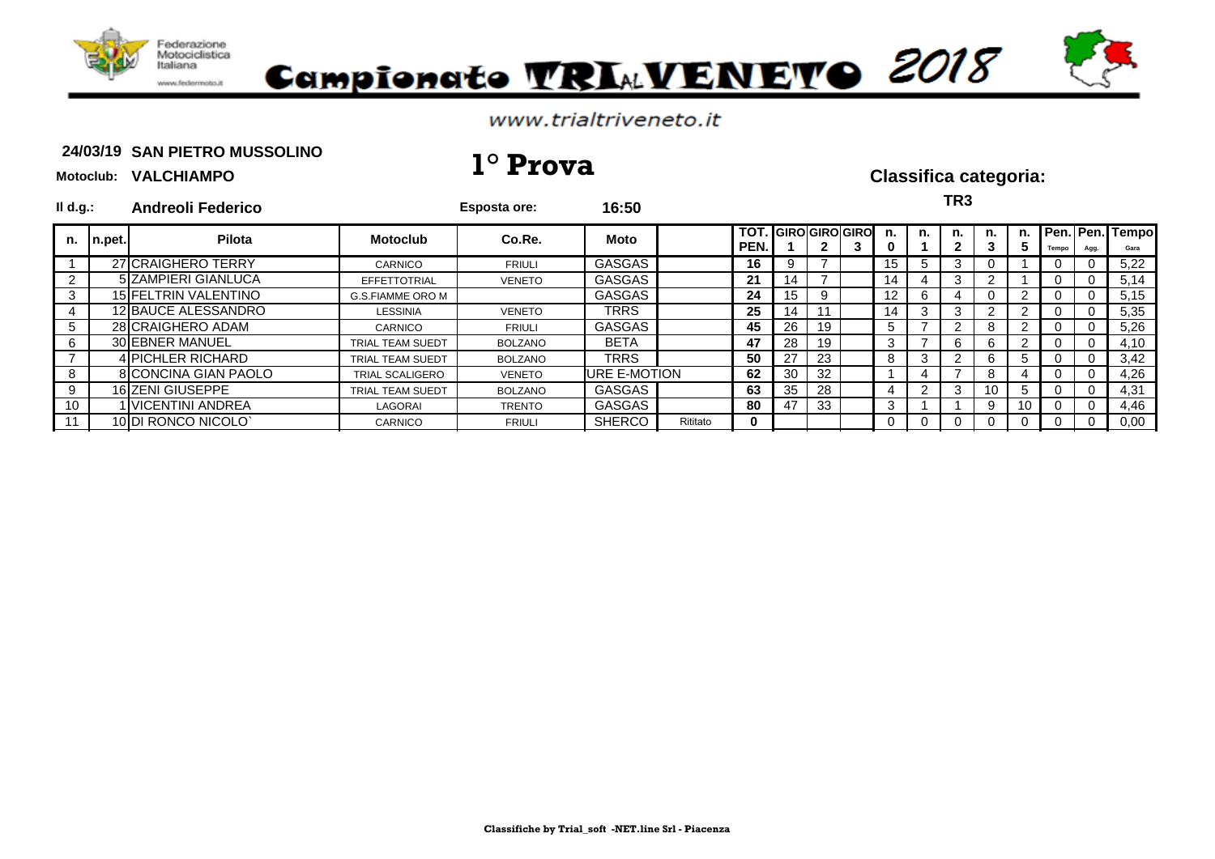# Campionato TRIALVENETO 2018

www.trialtriveneto.it

**24/03/19 SAN PIETRO MUSSOLINO**

**Motoclub: VALCHIAMPO**

# 1° Prova

## Classifica categoria:

**Il d.g.: Andreoli Federico** **Esposta ore: 16:50**

**TR3**

| n. | n.pet. | Pilota | Motoclub | Co.Re. | Moto | | TOT. PEN. | GIRO 1 | GIRO 2 | GIRO 3 | n. 0 | n. 1 | n. 2 | n. 3 | n. 5 | Pen. Tempo | Pen. Agg. | Tempo Gara |
|---|---|---|---|---|---|---|---|---|---|---|---|---|---|---|---|---|---|---|
| 1 | 27 | CRAIGHERO TERRY | CARNICO | FRIULI | GASGAS | | 16 | 9 | 7 | | 15 | 5 | 3 | 0 | 1 | 0 | 0 | 5,22 |
| 2 | 5 | ZAMPIERI GIANLUCA | EFFETTOTRIAL | VENETO | GASGAS | | 21 | 14 | 7 | | 14 | 4 | 3 | 2 | 1 | 0 | 0 | 5,14 |
| 3 | 15 | FELTRIN VALENTINO | G.S.FIAMME ORO M | | GASGAS | | 24 | 15 | 9 | | 12 | 6 | 4 | 0 | 2 | 0 | 0 | 5,15 |
| 4 | 12 | BAUCE ALESSANDRO | LESSINIA | VENETO | TRRS | | 25 | 14 | 11 | | 14 | 3 | 3 | 2 | 2 | 0 | 0 | 5,35 |
| 5 | 28 | CRAIGHERO ADAM | CARNICO | FRIULI | GASGAS | | 45 | 26 | 19 | | 5 | 7 | 2 | 8 | 2 | 0 | 0 | 5,26 |
| 6 | 30 | EBNER MANUEL | TRIAL TEAM SUEDT | BOLZANO | BETA | | 47 | 28 | 19 | | 3 | 7 | 6 | 6 | 2 | 0 | 0 | 4,10 |
| 7 | 4 | PICHLER RICHARD | TRIAL TEAM SUEDT | BOLZANO | TRRS | | 50 | 27 | 23 | | 8 | 3 | 2 | 6 | 5 | 0 | 0 | 3,42 |
| 8 | 8 | CONCINA GIAN PAOLO | TRIAL SCALIGERO | VENETO | URE E-MOTION | | 62 | 30 | 32 | | 1 | 4 | 7 | 8 | 4 | 0 | 0 | 4,26 |
| 9 | 16 | ZENI GIUSEPPE | TRIAL TEAM SUEDT | BOLZANO | GASGAS | | 63 | 35 | 28 | | 4 | 2 | 3 | 10 | 5 | 0 | 0 | 4,31 |
| 10 | 1 | VICENTINI ANDREA | LAGORAI | TRENTO | GASGAS | | 80 | 47 | 33 | | 3 | 1 | 1 | 9 | 10 | 0 | 0 | 4,46 |
| 11 | 10 | DI RONCO NICOLO` | CARNICO | FRIULI | SHERCO | Ritirato | 0 | | | | 0 | 0 | 0 | 0 | 0 | 0 | 0 | 0,00 |

**Classifiche by Trial_soft -NET.line Srl - Piacenza**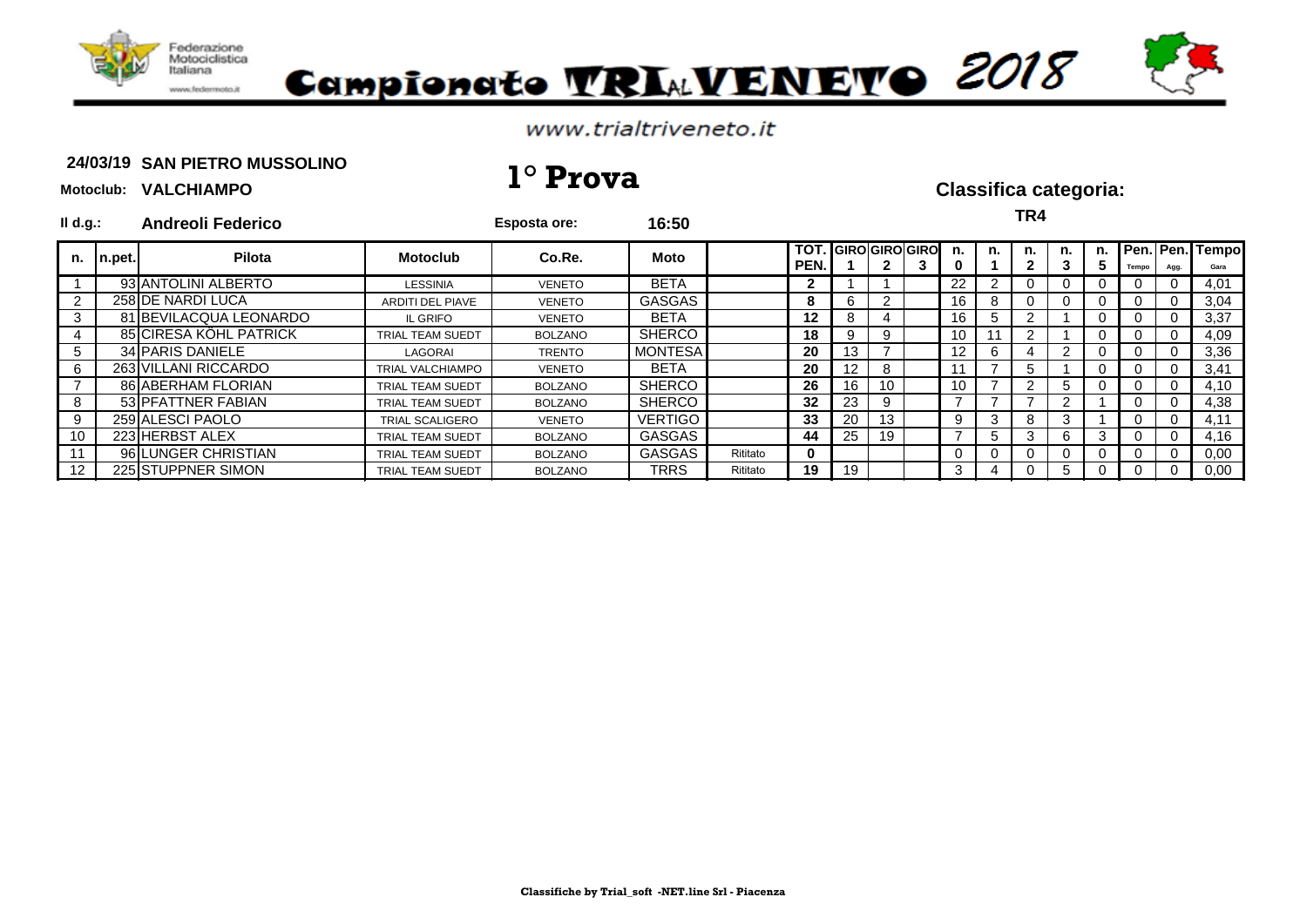# Campionato TRIALVENETO 2018

www.trialtriveneto.it

**24/03/19 SAN PIETRO MUSSOLINO**

**Motoclub: VALCHIAMPO**

## 1° Prova

**Classifica categoria:**

**TR4**

**Il d.g.: Andreoli Federico**

**Esposta ore: 16:50**

| n. | n.pet. | Pilota | Motoclub | Co.Re. | Moto | | TOT. PEN. | GIRO 1 | GIRO 2 | GIRO 3 | n. 0 | n. 1 | n. 2 | n. 3 | n. 5 | Pen. Tempo | Pen. Agg. | Tempo Gara |
|---|---|---|---|---|---|---|---|---|---|---|---|---|---|---|---|---|---|---|
| 1 | 93 | ANTOLINI ALBERTO | LESSINIA | VENETO | BETA | | 2 | 1 | 1 | | 22 | 2 | 0 | 0 | 0 | 0 | 0 | 4,01 |
| 2 | 258 | DE NARDI LUCA | ARDITI DEL PIAVE | VENETO | GASGAS | | 8 | 6 | 2 | | 16 | 8 | 0 | 0 | 0 | 0 | 0 | 3,04 |
| 3 | 81 | BEVILACQUA LEONARDO | IL GRIFO | VENETO | BETA | | 12 | 8 | 4 | | 16 | 5 | 2 | 1 | 0 | 0 | 0 | 3,37 |
| 4 | 85 | CIRESA KÖHL PATRICK | TRIAL TEAM SUEDT | BOLZANO | SHERCO | | 18 | 9 | 9 | | 10 | 11 | 2 | 1 | 0 | 0 | 0 | 4,09 |
| 5 | 34 | PARIS DANIELE | LAGORAI | TRENTO | MONTESA | | 20 | 13 | 7 | | 12 | 6 | 4 | 2 | 0 | 0 | 0 | 3,36 |
| 6 | 263 | VILLANI RICCARDO | TRIAL VALCHIAMPO | VENETO | BETA | | 20 | 12 | 8 | | 11 | 7 | 5 | 1 | 0 | 0 | 0 | 3,41 |
| 7 | 86 | ABERHAM FLORIAN | TRIAL TEAM SUEDT | BOLZANO | SHERCO | | 26 | 16 | 10 | | 10 | 7 | 2 | 5 | 0 | 0 | 0 | 4,10 |
| 8 | 53 | PFATTNER FABIAN | TRIAL TEAM SUEDT | BOLZANO | SHERCO | | 32 | 23 | 9 | | 7 | 7 | 7 | 2 | 1 | 0 | 0 | 4,38 |
| 9 | 259 | ALESCI PAOLO | TRIAL SCALIGERO | VENETO | VERTIGO | | 33 | 20 | 13 | | 9 | 3 | 8 | 3 | 1 | 0 | 0 | 4,11 |
| 10 | 223 | HERBST ALEX | TRIAL TEAM SUEDT | BOLZANO | GASGAS | | 44 | 25 | 19 | | 7 | 5 | 3 | 6 | 3 | 0 | 0 | 4,16 |
| 11 | 96 | LUNGER CHRISTIAN | TRIAL TEAM SUEDT | BOLZANO | GASGAS | Ritirato | 0 | | | | 0 | 0 | 0 | 0 | 0 | 0 | 0 | 0,00 |
| 12 | 225 | STUPPNER SIMON | TRIAL TEAM SUEDT | BOLZANO | TRRS | Ritirato | 19 | 19 | | | 3 | 4 | 0 | 5 | 0 | 0 | 0 | 0,00 |

Classifiche by Trial_soft -NET.line Srl - Piacenza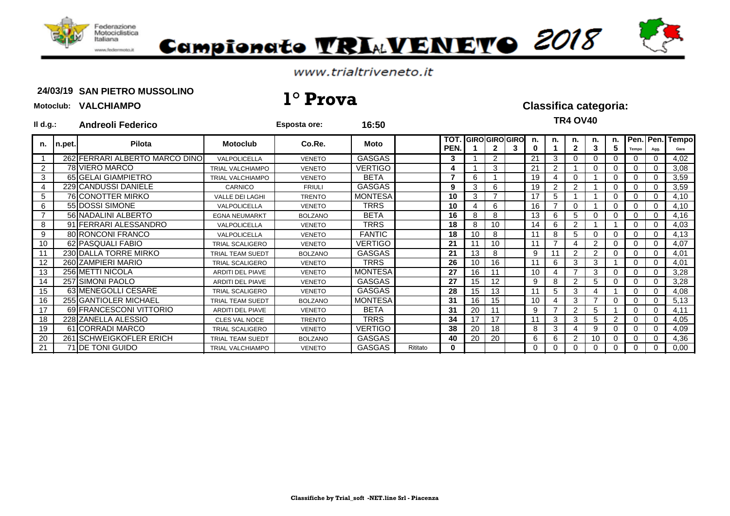# Campionato TRIALVENETO 2018

www.trialtriveneto.it

**24/03/19 SAN PIETRO MUSSOLINO**

**Motoclub: VALCHIAMPO**

## 1° Prova

**Classifica categoria:**

**TR4 OV40**

**Il d.g.: Andreoli Federico** **Esposta ore: 16:50**

| n. | n.pet. | Pilota | Motoclub | Co.Re. | Moto | | TOT. PEN. | GIRO 1 | GIRO 2 | GIRO 3 | n. 0 | n. 1 | n. 2 | n. 3 | n. 5 | Pen. Tempo | Pen. Agg. | Tempo Gara |
|---|---|---|---|---|---|---|---|---|---|---|---|---|---|---|---|---|---|---|
| 1 | 262 | FERRARI ALBERTO MARCO DINO | VALPOLICELLA | VENETO | GASGAS | | 3 | 1 | 2 | | 21 | 3 | 0 | 0 | 0 | 0 | 0 | 4,02 |
| 2 | 78 | VIERO MARCO | TRIAL VALCHIAMPO | VENETO | VERTIGO | | 4 | 1 | 3 | | 21 | 2 | 1 | 0 | 0 | 0 | 0 | 3,08 |
| 3 | 65 | GELAI GIAMPIETRO | TRIAL VALCHIAMPO | VENETO | BETA | | 7 | 6 | 1 | | 19 | 4 | 0 | 1 | 0 | 0 | 0 | 3,59 |
| 4 | 229 | CANDUSSI DANIELE | CARNICO | FRIULI | GASGAS | | 9 | 3 | 6 | | 19 | 2 | 2 | 1 | 0 | 0 | 0 | 3,59 |
| 5 | 76 | CONOTTER MIRKO | VALLE DEI LAGHI | TRENTO | MONTESA | | 10 | 3 | 7 | | 17 | 5 | 1 | 1 | 0 | 0 | 0 | 4,10 |
| 6 | 55 | DOSSI SIMONE | VALPOLICELLA | VENETO | TRRS | | 10 | 4 | 6 | | 16 | 7 | 0 | 1 | 0 | 0 | 0 | 4,10 |
| 7 | 56 | NADALINI ALBERTO | EGNA NEUMARKT | BOLZANO | BETA | | 16 | 8 | 8 | | 13 | 6 | 5 | 0 | 0 | 0 | 0 | 4,16 |
| 8 | 91 | FERRARI ALESSANDRO | VALPOLICELLA | VENETO | TRRS | | 18 | 8 | 10 | | 14 | 6 | 2 | 1 | 1 | 0 | 0 | 4,03 |
| 9 | 80 | RONCONI FRANCO | VALPOLICELLA | VENETO | FANTIC | | 18 | 10 | 8 | | 11 | 8 | 5 | 0 | 0 | 0 | 0 | 4,13 |
| 10 | 62 | PASQUALI FABIO | TRIAL SCALIGERO | VENETO | VERTIGO | | 21 | 11 | 10 | | 11 | 7 | 4 | 2 | 0 | 0 | 0 | 4,07 |
| 11 | 230 | DALLA TORRE MIRKO | TRIAL TEAM SUEDT | BOLZANO | GASGAS | | 21 | 13 | 8 | | 9 | 11 | 2 | 2 | 0 | 0 | 0 | 4,01 |
| 12 | 260 | ZAMPIERI MARIO | TRIAL SCALIGERO | VENETO | TRRS | | 26 | 10 | 16 | | 11 | 6 | 3 | 3 | 1 | 0 | 0 | 4,01 |
| 13 | 256 | METTI NICOLA | ARDITI DEL PIAVE | VENETO | MONTESA | | 27 | 16 | 11 | | 10 | 4 | 7 | 3 | 0 | 0 | 0 | 3,28 |
| 14 | 257 | SIMONI PAOLO | ARDITI DEL PIAVE | VENETO | GASGAS | | 27 | 15 | 12 | | 9 | 8 | 2 | 5 | 0 | 0 | 0 | 3,28 |
| 15 | 63 | MENEGOLLI CESARE | TRIAL SCALIGERO | VENETO | GASGAS | | 28 | 15 | 13 | | 11 | 5 | 3 | 4 | 1 | 0 | 0 | 4,08 |
| 16 | 255 | GANTIOLER MICHAEL | TRIAL TEAM SUEDT | BOLZANO | MONTESA | | 31 | 16 | 15 | | 10 | 4 | 3 | 7 | 0 | 0 | 0 | 5,13 |
| 17 | 69 | FRANCESCONI VITTORIO | ARDITI DEL PIAVE | VENETO | BETA | | 31 | 20 | 11 | | 9 | 7 | 2 | 5 | 1 | 0 | 0 | 4,11 |
| 18 | 228 | ZANELLA ALESSIO | CLES VAL NOCE | TRENTO | TRRS | | 34 | 17 | 17 | | 11 | 3 | 3 | 5 | 2 | 0 | 0 | 4,05 |
| 19 | 61 | CORRADI MARCO | TRIAL SCALIGERO | VENETO | VERTIGO | | 38 | 20 | 18 | | 8 | 3 | 4 | 9 | 0 | 0 | 0 | 4,09 |
| 20 | 261 | SCHWEIGKOFLER ERICH | TRIAL TEAM SUEDT | BOLZANO | GASGAS | | 40 | 20 | 20 | | 6 | 6 | 2 | 10 | 0 | 0 | 0 | 4,36 |
| 21 | 71 | DE TONI GUIDO | TRIAL VALCHIAMPO | VENETO | GASGAS | Ritirato | 0 | | | | 0 | 0 | 0 | 0 | 0 | 0 | 0 | 0,00 |

Classifiche by Trial_soft -NET.line Srl - Piacenza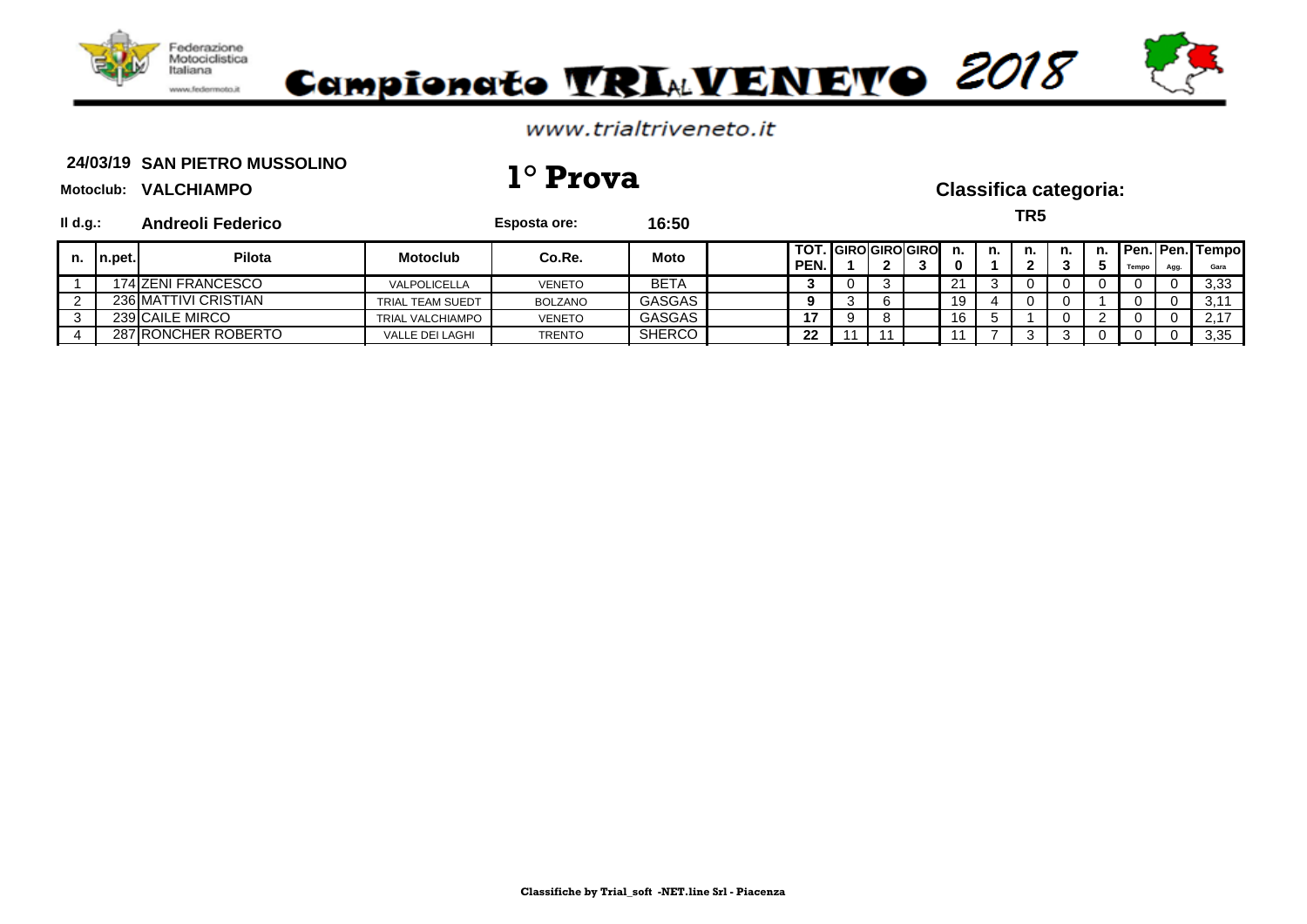Federazione Motociclistica Italiana

www.federmoto.it

# Campionato TRIALVENETO 2018

www.trialtriveneto.it

**24/03/19 SAN PIETRO MUSSOLINO**

**Motoclub: VALCHIAMPO**

## 1° Prova

**Classifica categoria:**

**TR5**

**Il d.g.: Andreoli Federico**

**Esposta ore: 16:50**

| n. | n.pet. | Pilota | Motoclub | Co.Re. | Moto | | TOT. PEN. | GIRO 1 | GIRO 2 | GIRO 3 | n. 0 | n. 1 | n. 2 | n. 3 | n. 5 | Pen. Tempo | Pen. Agg. | Tempo Gara |
|---|---|---|---|---|---|---|---|---|---|---|---|---|---|---|---|---|---|---|
| 1 | 174 | ZENI FRANCESCO | VALPOLICELLA | VENETO | BETA | | 3 | 0 | 3 | | 21 | 3 | 0 | 0 | 0 | 0 | 0 | 3,33 |
| 2 | 236 | MATTIVI CRISTIAN | TRIAL TEAM SUEDT | BOLZANO | GASGAS | | 9 | 3 | 6 | | 19 | 4 | 0 | 0 | 1 | 0 | 0 | 3,11 |
| 3 | 239 | CAILE MIRCO | TRIAL VALCHIAMPO | VENETO | GASGAS | | 17 | 9 | 8 | | 16 | 5 | 1 | 0 | 2 | 0 | 0 | 2,17 |
| 4 | 287 | RONCHER ROBERTO | VALLE DEI LAGHI | TRENTO | SHERCO | | 22 | 11 | 11 | | 11 | 7 | 3 | 3 | 0 | 0 | 0 | 3,35 |

Classifiche by Trial_soft -NET.line Srl - Piacenza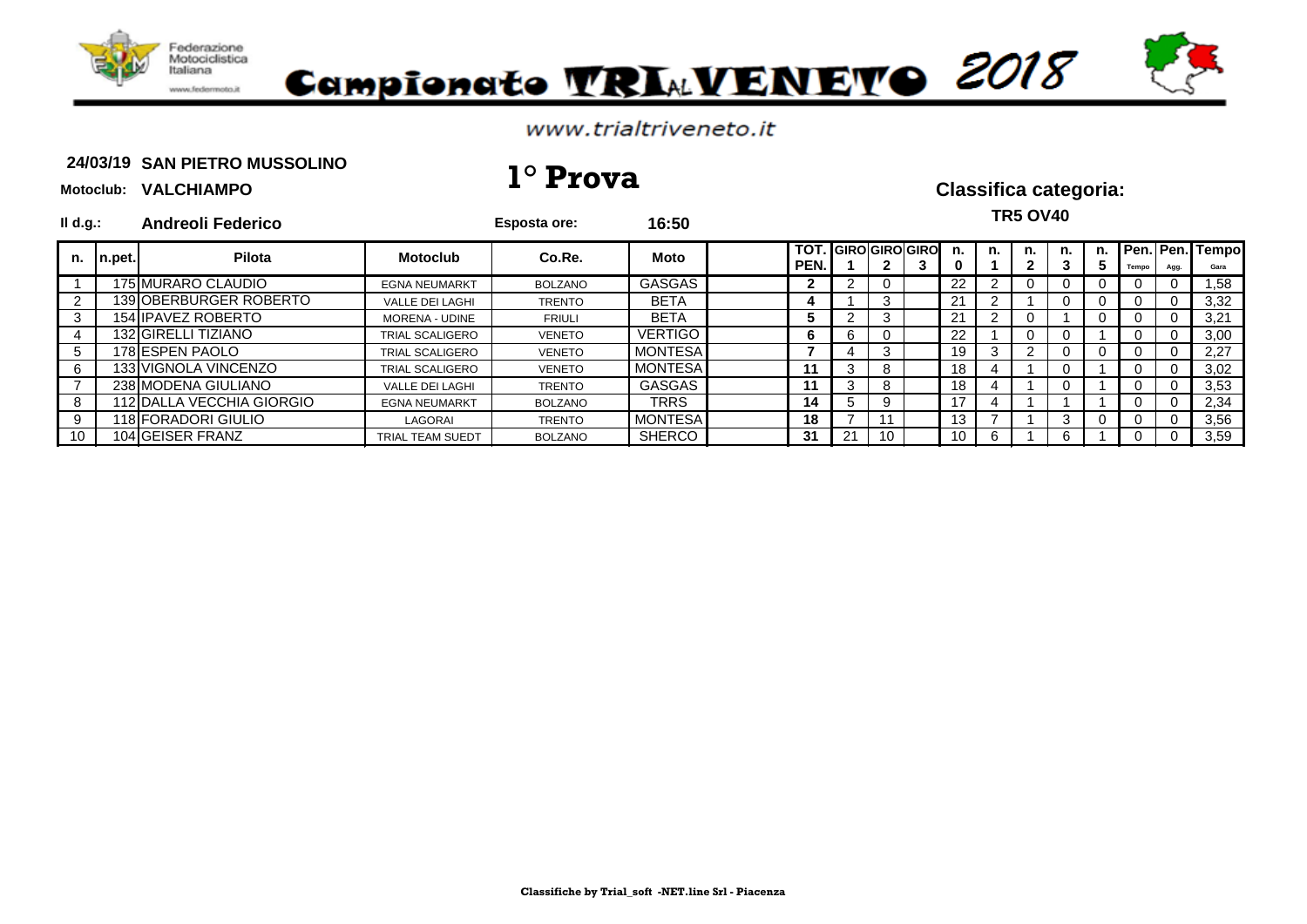Federazione Motociclistica Italiana

www.federmoto.it

# Campionato TRIAL VENETO 2018

www.trialtriveneto.it

**24/03/19 SAN PIETRO MUSSOLINO**

**Motoclub: VALCHIAMPO**

## 1° Prova

**Classifica categoria:**

**TR5 OV40**

**Il d.g.: Andreoli Federico** **Esposta ore: 16:50**

| n. | n.pet. | Pilota | Motoclub | Co.Re. | Moto | | TOT. PEN. | GIRO 1 | GIRO 2 | GIRO 3 | n. 0 | n. 1 | n. 2 | n. 3 | n. 5 | Pen. Tempo | Pen. Agg. | Tempo Gara |
|---|---|---|---|---|---|---|---|---|---|---|---|---|---|---|---|---|---|---|
| 1 | 175 | MURARO CLAUDIO | EGNA NEUMARKT | BOLZANO | GASGAS | | 2 | 2 | 0 | | 22 | 2 | 0 | 0 | 0 | 0 | 0 | 1,58 |
| 2 | 139 | OBERBURGER ROBERTO | VALLE DEI LAGHI | TRENTO | BETA | | 4 | 1 | 3 | | 21 | 2 | 1 | 0 | 0 | 0 | 0 | 3,32 |
| 3 | 154 | IPAVEZ ROBERTO | MORENA - UDINE | FRIULI | BETA | | 5 | 2 | 3 | | 21 | 2 | 0 | 1 | 0 | 0 | 0 | 3,21 |
| 4 | 132 | GIRELLI TIZIANO | TRIAL SCALIGERO | VENETO | VERTIGO | | 6 | 6 | 0 | | 22 | 1 | 0 | 0 | 1 | 0 | 0 | 3,00 |
| 5 | 178 | ESPEN PAOLO | TRIAL SCALIGERO | VENETO | MONTESA | | 7 | 4 | 3 | | 19 | 3 | 2 | 0 | 0 | 0 | 0 | 2,27 |
| 6 | 133 | VIGNOLA VINCENZO | TRIAL SCALIGERO | VENETO | MONTESA | | 11 | 3 | 8 | | 18 | 4 | 1 | 0 | 1 | 0 | 0 | 3,02 |
| 7 | 238 | MODENA GIULIANO | VALLE DEI LAGHI | TRENTO | GASGAS | | 11 | 3 | 8 | | 18 | 4 | 1 | 0 | 1 | 0 | 0 | 3,53 |
| 8 | 112 | DALLA VECCHIA GIORGIO | EGNA NEUMARKT | BOLZANO | TRRS | | 14 | 5 | 9 | | 17 | 4 | 1 | 1 | 1 | 0 | 0 | 2,34 |
| 9 | 118 | FORADORI GIULIO | LAGORAI | TRENTO | MONTESA | | 18 | 7 | 11 | | 13 | 7 | 1 | 3 | 0 | 0 | 0 | 3,56 |
| 10 | 104 | GEISER FRANZ | TRIAL TEAM SUEDT | BOLZANO | SHERCO | | 31 | 21 | 10 | | 10 | 6 | 1 | 6 | 1 | 0 | 0 | 3,59 |

**Classifiche by Trial_soft -NET.line Srl - Piacenza**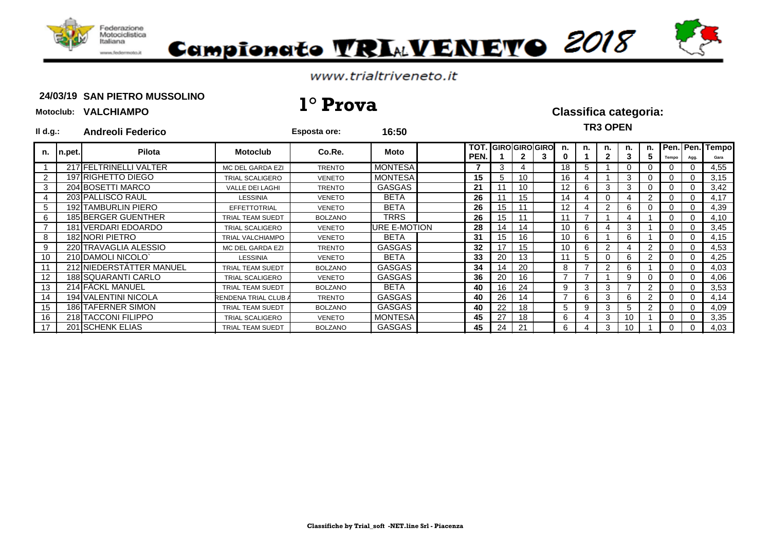# Campionato TRIALVENETO 2018

www.trialtriveneto.it

**24/03/19 SAN PIETRO MUSSOLINO**

**Motoclub: VALCHIAMPO**

## 1° Prova

**Classifica categoria:**

**TR3 OPEN**

**Il d.g.: Andreoli Federico**

**Esposta ore: 16:50**

| n. | n.pet. | Pilota | Motoclub | Co.Re. | Moto | | TOT. PEN. | GIRO 1 | GIRO 2 | GIRO 3 | n. 0 | n. 1 | n. 2 | n. 3 | n. 5 | Pen. Tempo | Pen. Agg. | Tempo Gara |
|---|---|---|---|---|---|---|---|---|---|---|---|---|---|---|---|---|---|---|
| 1 | 217 | FELTRINELLI VALTER | MC DEL GARDA EZI | TRENTO | MONTESA | | 7 | 3 | 4 | | 18 | 5 | 1 | 0 | 0 | 0 | 0 | 4,55 |
| 2 | 197 | RIGHETTO DIEGO | TRIAL SCALIGERO | VENETO | MONTESA | | 15 | 5 | 10 | | 16 | 4 | 1 | 3 | 0 | 0 | 0 | 3,15 |
| 3 | 204 | BOSETTI MARCO | VALLE DEI LAGHI | TRENTO | GASGAS | | 21 | 11 | 10 | | 12 | 6 | 3 | 3 | 0 | 0 | 0 | 3,42 |
| 4 | 203 | PALLISCO RAUL | LESSINIA | VENETO | BETA | | 26 | 11 | 15 | | 14 | 4 | 0 | 4 | 2 | 0 | 0 | 4,17 |
| 5 | 192 | TAMBURLIN PIERO | EFFETTOTRIAL | VENETO | BETA | | 26 | 15 | 11 | | 12 | 4 | 2 | 6 | 0 | 0 | 0 | 4,39 |
| 6 | 185 | BERGER GUENTHER | TRIAL TEAM SUEDT | BOLZANO | TRRS | | 26 | 15 | 11 | | 11 | 7 | 1 | 4 | 1 | 0 | 0 | 4,10 |
| 7 | 181 | VERDARI EDOARDO | TRIAL SCALIGERO | VENETO | URE E-MOTION | | 28 | 14 | 14 | | 10 | 6 | 4 | 3 | 1 | 0 | 0 | 3,45 |
| 8 | 182 | NORI PIETRO | TRIAL VALCHIAMPO | VENETO | BETA | | 31 | 15 | 16 | | 10 | 6 | 1 | 6 | 1 | 0 | 0 | 4,15 |
| 9 | 220 | TRAVAGLIA ALESSIO | MC DEL GARDA EZI | TRENTO | GASGAS | | 32 | 17 | 15 | | 10 | 6 | 2 | 4 | 2 | 0 | 0 | 4,53 |
| 10 | 210 | DAMOLI NICOLO` | LESSINIA | VENETO | BETA | | 33 | 20 | 13 | | 11 | 5 | 0 | 6 | 2 | 0 | 0 | 4,25 |
| 11 | 212 | NIEDERSTÄTTER MANUEL | TRIAL TEAM SUEDT | BOLZANO | GASGAS | | 34 | 14 | 20 | | 8 | 7 | 2 | 6 | 1 | 0 | 0 | 4,03 |
| 12 | 188 | SQUARANTI CARLO | TRIAL SCALIGERO | VENETO | GASGAS | | 36 | 20 | 16 | | 7 | 7 | 1 | 9 | 0 | 0 | 0 | 4,06 |
| 13 | 214 | FÄCKL MANUEL | TRIAL TEAM SUEDT | BOLZANO | BETA | | 40 | 16 | 24 | | 9 | 3 | 3 | 7 | 2 | 0 | 0 | 3,53 |
| 14 | 194 | VALENTINI NICOLA | RENDENA TRIAL CLUB A | TRENTO | GASGAS | | 40 | 26 | 14 | | 7 | 6 | 3 | 6 | 2 | 0 | 0 | 4,14 |
| 15 | 186 | TAFERNER SIMON | TRIAL TEAM SUEDT | BOLZANO | GASGAS | | 40 | 22 | 18 | | 5 | 9 | 3 | 5 | 2 | 0 | 0 | 4,09 |
| 16 | 218 | TACCONI FILIPPO | TRIAL SCALIGERO | VENETO | MONTESA | | 45 | 27 | 18 | | 6 | 4 | 3 | 10 | 1 | 0 | 0 | 3,35 |
| 17 | 201 | SCHENK ELIAS | TRIAL TEAM SUEDT | BOLZANO | GASGAS | | 45 | 24 | 21 | | 6 | 4 | 3 | 10 | 1 | 0 | 0 | 4,03 |

**Classifiche by Trial_soft -NET.line Srl - Piacenza**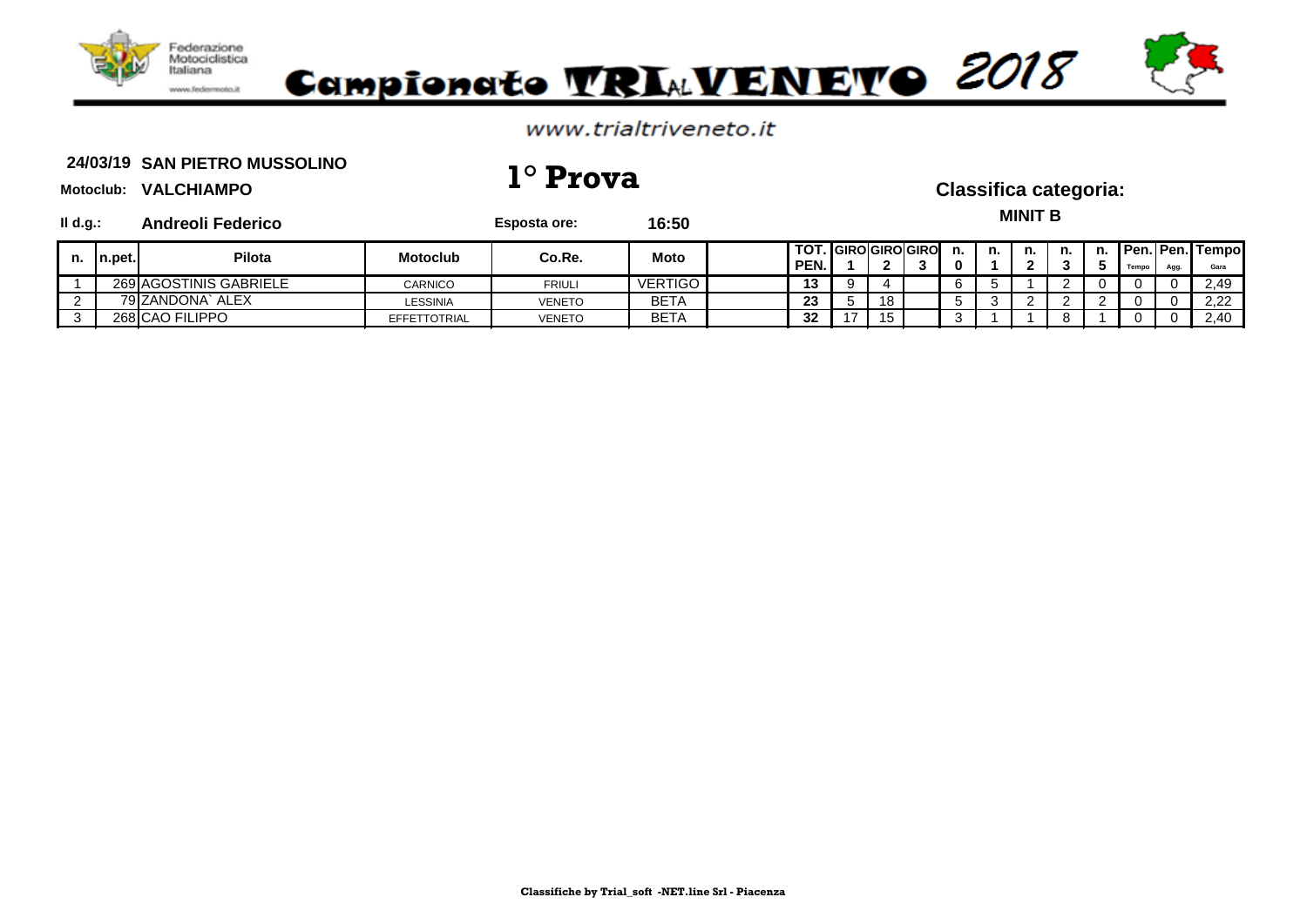Federazione Motociclistica Italiana

www.federmoto.it

# Campionato TRIALVENETO 2018

www.trialtriveneto.it

**24/03/19 SAN PIETRO MUSSOLINO**

**Motoclub: VALCHIAMPO**

## 1° Prova

### Classifica categoria:

**MINIT B**

**Il d.g.: Andreoli Federico**

**Esposta ore: 16:50**

| n. | n.pet. | Pilota | Motoclub | Co.Re. | Moto | | TOT. PEN. | GIRO 1 | GIRO 2 | GIRO 3 | n. 0 | n. 1 | n. 2 | n. 3 | n. 5 | Pen. Tempo | Pen. Agg. | Tempo Gara |
|---|---|---|---|---|---|---|---|---|---|---|---|---|---|---|---|---|---|---|
| 1 | 269 | AGOSTINIS GABRIELE | CARNICO | FRIULI | VERTIGO | | 13 | 9 | 4 | | 6 | 5 | 1 | 2 | 0 | 0 | 0 | 2,49 |
| 2 | 79 | ZANDONA` ALEX | LESSINIA | VENETO | BETA | | 23 | 5 | 18 | | 5 | 3 | 2 | 2 | 2 | 0 | 0 | 2,22 |
| 3 | 268 | CAO FILIPPO | EFFETTOTRIAL | VENETO | BETA | | 32 | 17 | 15 | | 3 | 1 | 1 | 8 | 1 | 0 | 0 | 2,40 |

Classifiche by Trial_soft -NET.line Srl - Piacenza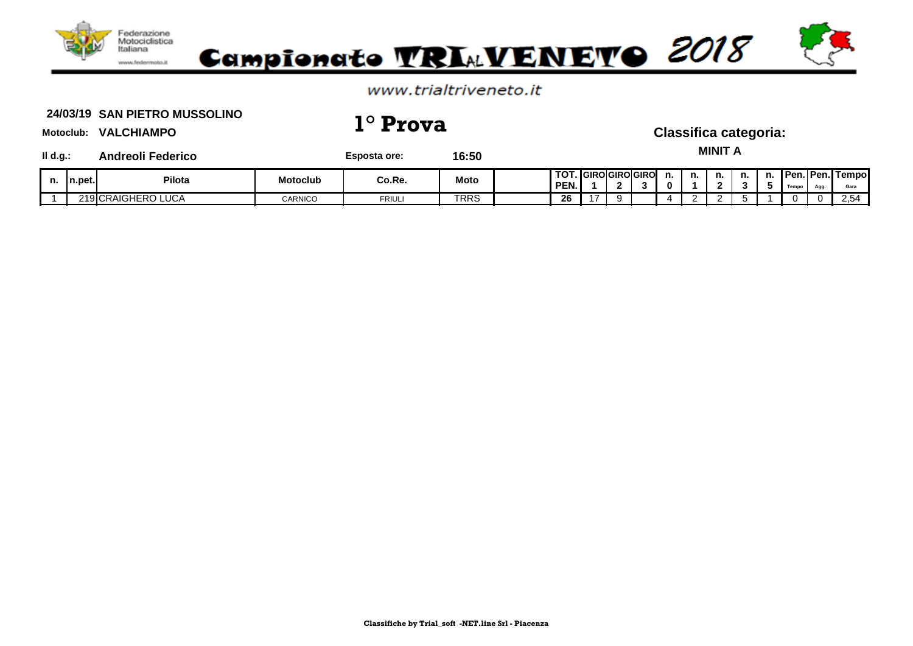# Campionato TRIALVENETO 2018

www.trialtriveneto.it

**24/03/19 SAN PIETRO MUSSOLINO**

**Motoclub: VALCHIAMPO**

## 1° Prova

**Classifica categoria:**

**MINIT A**

**Il d.g.: Andreoli Federico**

**Esposta ore: 16:50**

| n. | n.pet. | Pilota | Motoclub | Co.Re. | Moto | | TOT. PEN. | GIRO 1 | GIRO 2 | GIRO 3 | n. 0 | n. 1 | n. 2 | n. 3 | n. 5 | Pen. Tempo | Pen. Agg. | Tempo Gara |
|---|---|---|---|---|---|---|---|---|---|---|---|---|---|---|---|---|---|---|
| 1 | 219 | CRAIGHERO LUCA | CARNICO | FRIULI | TRRS | | 26 | 17 | 9 | | 4 | 2 | 2 | 5 | 1 | 0 | 0 | 2,54 |

Classifiche by Trial_soft -NET.line Srl - Piacenza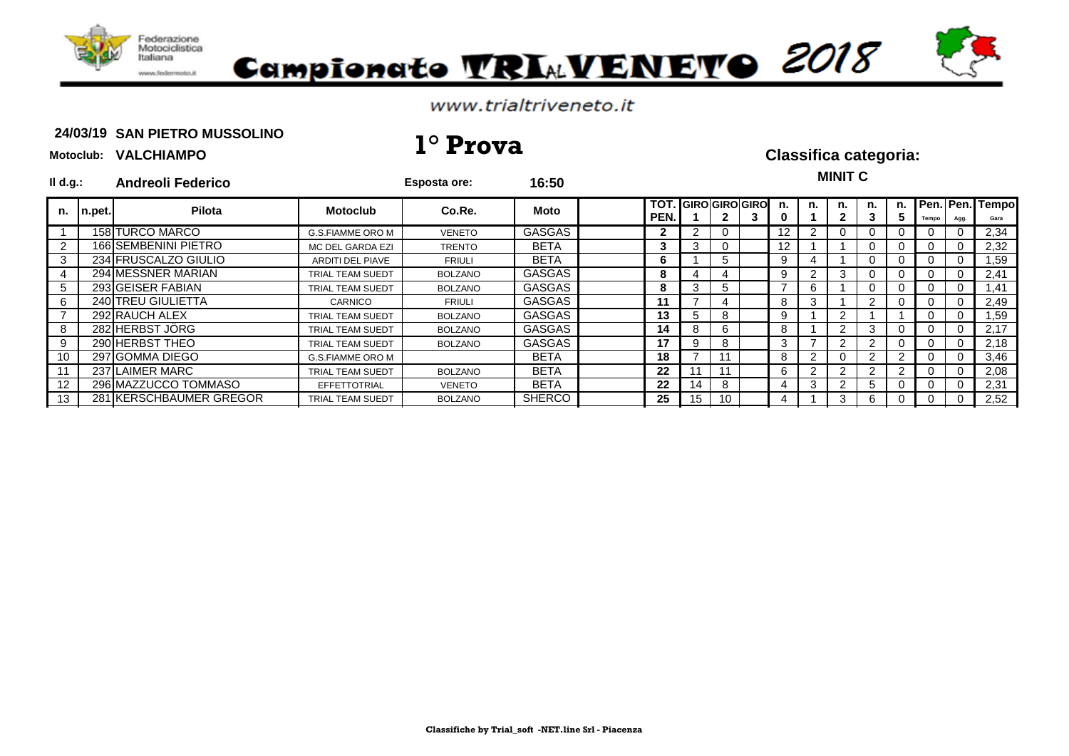# Campionato TRIALVENETO 2018

www.trialtriveneto.it

**24/03/19 SAN PIETRO MUSSOLINO**

**Motoclub: VALCHIAMPO**

# 1° Prova

**Classifica categoria:**

**MINIT C**

**Il d.g.: Andreoli Federico** **Esposta ore: 16:50**

| n. | n.pet. | Pilota | Motoclub | Co.Re. | Moto | | TOT. PEN. | GIRO 1 | GIRO 2 | GIRO 3 | n. 0 | n. 1 | n. 2 | n. 3 | n. 5 | Pen. Tempo | Pen. Agg. | Tempo Gara |
|---|---|---|---|---|---|---|---|---|---|---|---|---|---|---|---|---|---|---|
| 1 | 158 | TURCO MARCO | G.S.FIAMME ORO M | VENETO | GASGAS | | **2** | 2 | 0 | | 12 | 2 | 0 | 0 | 0 | 0 | 0 | 2,34 |
| 2 | 166 | SEMBENINI PIETRO | MC DEL GARDA EZI | TRENTO | BETA | | **3** | 3 | 0 | | 12 | 1 | 1 | 0 | 0 | 0 | 0 | 2,32 |
| 3 | 234 | FRUSCALZO GIULIO | ARDITI DEL PIAVE | FRIULI | BETA | | **6** | 1 | 5 | | 9 | 4 | 1 | 0 | 0 | 0 | 0 | 1,59 |
| 4 | 294 | MESSNER MARIAN | TRIAL TEAM SUEDT | BOLZANO | GASGAS | | **8** | 4 | 4 | | 9 | 2 | 3 | 0 | 0 | 0 | 0 | 2,41 |
| 5 | 293 | GEISER FABIAN | TRIAL TEAM SUEDT | BOLZANO | GASGAS | | **8** | 3 | 5 | | 7 | 6 | 1 | 0 | 0 | 0 | 0 | 1,41 |
| 6 | 240 | TREU GIULIETTA | CARNICO | FRIULI | GASGAS | | **11** | 7 | 4 | | 8 | 3 | 1 | 2 | 0 | 0 | 0 | 2,49 |
| 7 | 292 | RAUCH ALEX | TRIAL TEAM SUEDT | BOLZANO | GASGAS | | **13** | 5 | 8 | | 9 | 1 | 2 | 1 | 1 | 0 | 0 | 1,59 |
| 8 | 282 | HERBST JÖRG | TRIAL TEAM SUEDT | BOLZANO | GASGAS | | **14** | 8 | 6 | | 8 | 1 | 2 | 3 | 0 | 0 | 0 | 2,17 |
| 9 | 290 | HERBST THEO | TRIAL TEAM SUEDT | BOLZANO | GASGAS | | **17** | 9 | 8 | | 3 | 7 | 2 | 2 | 0 | 0 | 0 | 2,18 |
| 10 | 297 | GOMMA DIEGO | G.S.FIAMME ORO M | | BETA | | **18** | 7 | 11 | | 8 | 2 | 0 | 2 | 2 | 0 | 0 | 3,46 |
| 11 | 237 | LAIMER MARC | TRIAL TEAM SUEDT | BOLZANO | BETA | | **22** | 11 | 11 | | 6 | 2 | 2 | 2 | 2 | 0 | 0 | 2,08 |
| 12 | 296 | MAZZUCCO TOMMASO | EFFETTOTRIAL | VENETO | BETA | | **22** | 14 | 8 | | 4 | 3 | 2 | 5 | 0 | 0 | 0 | 2,31 |
| 13 | 281 | KERSCHBAUMER GREGOR | TRIAL TEAM SUEDT | BOLZANO | SHERCO | | **25** | 15 | 10 | | 4 | 1 | 3 | 6 | 0 | 0 | 0 | 2,52 |

**Classifiche by Trial_soft -NET.line Srl - Piacenza**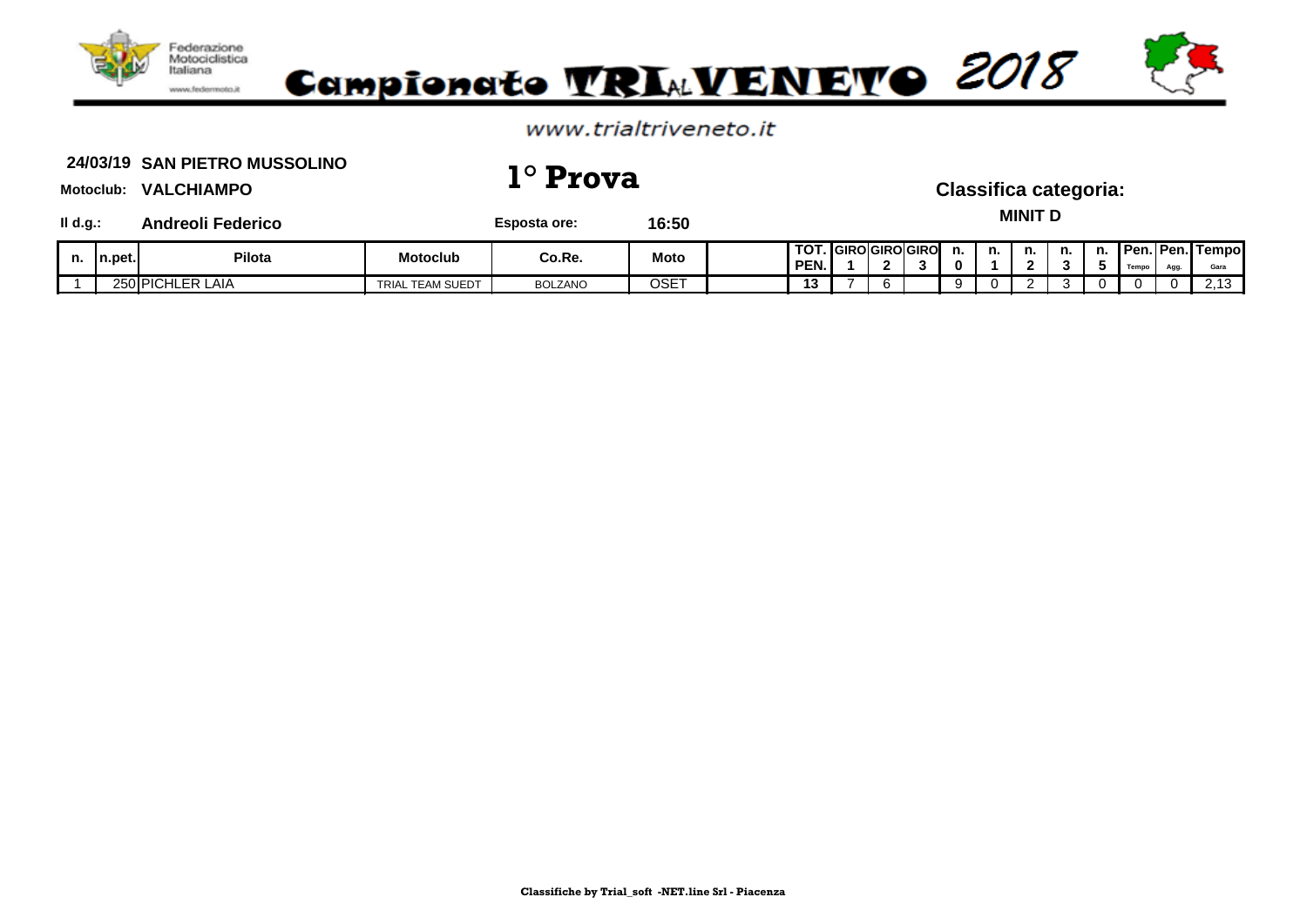Federazione Motociclistica Italiana

www.federmoto.it

# Campionato TRIALVENETO 2018

www.trialtriveneto.it

**24/03/19 SAN PIETRO MUSSOLINO**

**Motoclub: VALCHIAMPO**

## 1° Prova

**Classifica categoria:**

**MINIT D**

**Il d.g.: Andreoli Federico**

**Esposta ore: 16:50**

| n. | n.pet. | Pilota | Motoclub | Co.Re. | Moto | | TOT. PEN. | GIRO 1 | GIRO 2 | GIRO 3 | n. 0 | n. 1 | n. 2 | n. 3 | n. 5 | Pen. Tempo | Pen. Agg. | Tempo Gara |
|---|---|---|---|---|---|---|---|---|---|---|---|---|---|---|---|---|---|---|
| 1 | 250 | PICHLER LAIA | TRIAL TEAM SUEDT | BOLZANO | OSET | | 13 | 7 | 6 | | 9 | 0 | 2 | 3 | 0 | 0 | 0 | 2,13 |

Classifiche by Trial_soft -NET.line Srl - Piacenza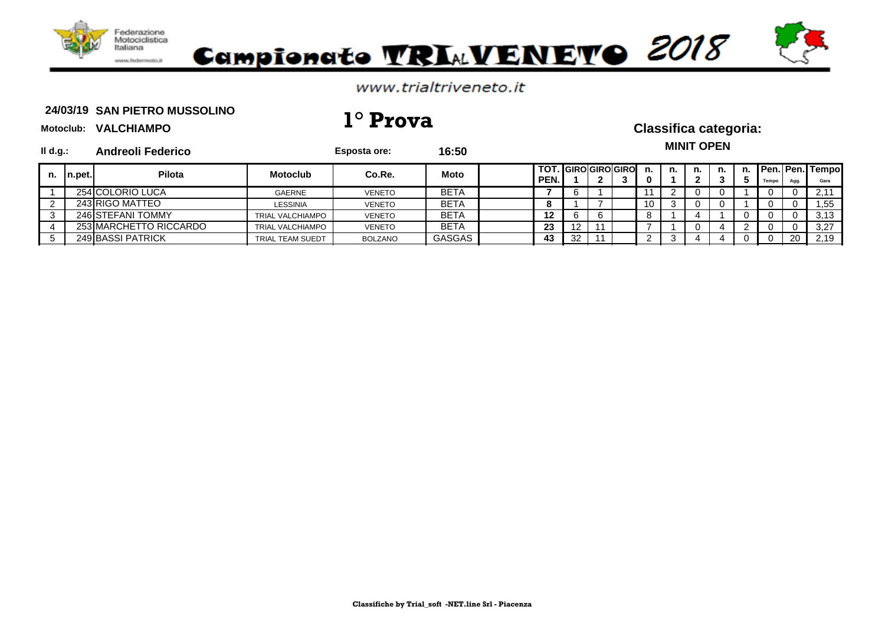Federazione Motociclistica Italiana
www.federmoto.it

# Campionato TRIAL VENETO 2018

www.trialtriveneto.it

**24/03/19 SAN PIETRO MUSSOLINO**

**Motoclub: VALCHIAMPO**

## 1° Prova

**Classifica categoria:**

**MINIT OPEN**

**Il d.g.: Andreoli Federico**

**Esposta ore: 16:50**

| n. | n.pet. | Pilota | Motoclub | Co.Re. | Moto | | TOT. PEN. | GIRO 1 | GIRO 2 | GIRO 3 | n. 0 | n. 1 | n. 2 | n. 3 | n. 5 | Pen. Tempo | Pen. Agg. | Tempo Gara |
|---|---|---|---|---|---|---|---|---|---|---|---|---|---|---|---|---|---|---|
| 1 | 254 | COLORIO LUCA | GAERNE | VENETO | BETA | | **7** | 6 | 1 | | 11 | 2 | 0 | 0 | 1 | 0 | 0 | 2,11 |
| 2 | 243 | RIGO MATTEO | LESSINIA | VENETO | BETA | | **8** | 1 | 7 | | 10 | 3 | 0 | 0 | 1 | 0 | 0 | 1,55 |
| 3 | 246 | STEFANI TOMMY | TRIAL VALCHIAMPO | VENETO | BETA | | **12** | 6 | 6 | | 8 | 1 | 4 | 1 | 0 | 0 | 0 | 3,13 |
| 4 | 253 | MARCHETTO RICCARDO | TRIAL VALCHIAMPO | VENETO | BETA | | **23** | 12 | 11 | | 7 | 1 | 0 | 4 | 2 | 0 | 0 | 3,27 |
| 5 | 249 | BASSI PATRICK | TRIAL TEAM SUEDT | BOLZANO | GASGAS | | **43** | 32 | 11 | | 2 | 3 | 4 | 4 | 0 | 0 | 20 | 2,19 |

**Classifiche by Trial_soft -NET.line Srl - Piacenza**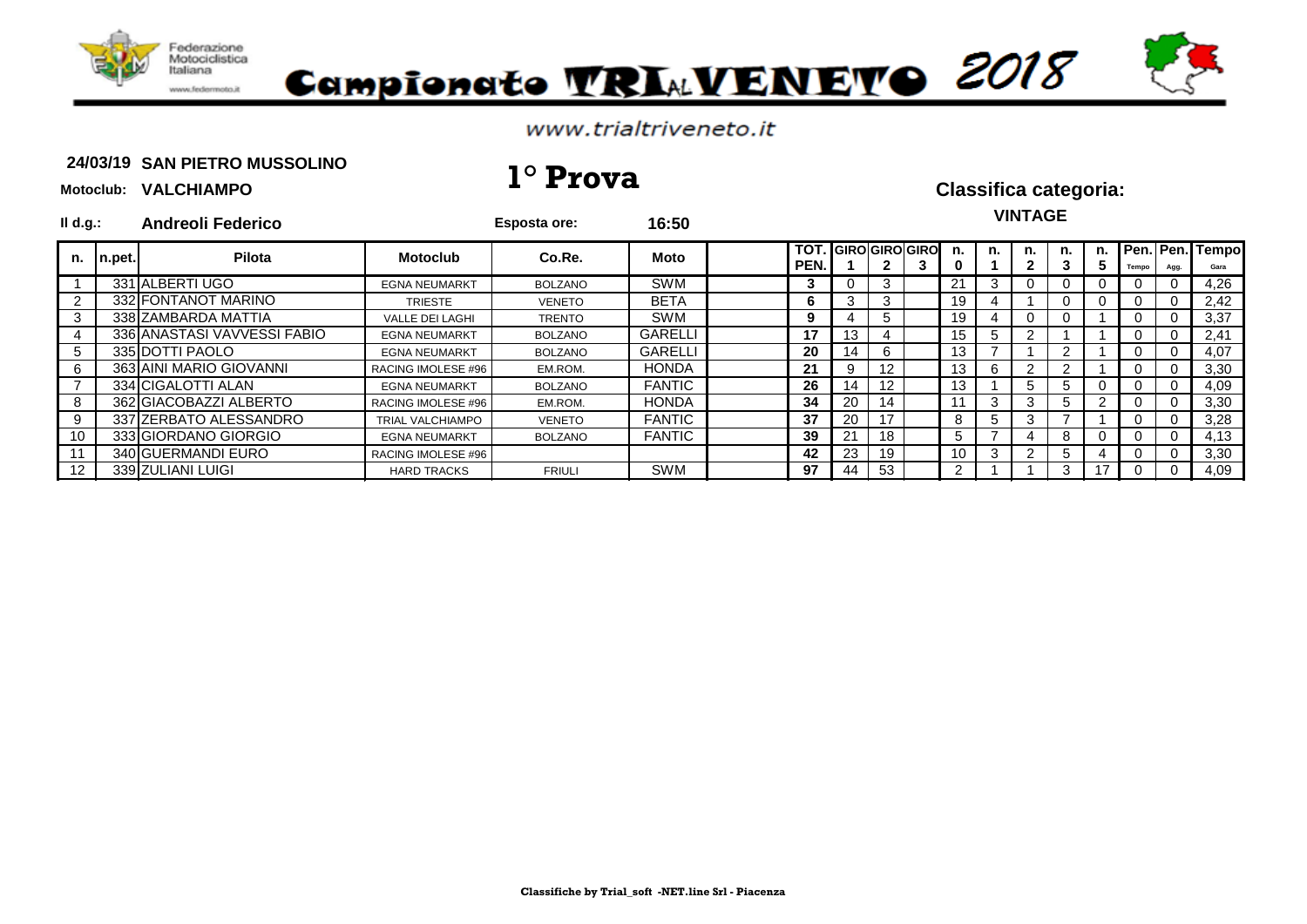Federazione Motociclistica Italiana

# Campionato TRIAL VENETO 2018

www.trialtriveneto.it

**24/03/19 SAN PIETRO MUSSOLINO**

**Motoclub: VALCHIAMPO**

## 1° Prova

**Classifica categoria:**

**VINTAGE**

**Il d.g.: Andreoli Federico** **Esposta ore: 16:50**

| n. | n.pet. | Pilota | Motoclub | Co.Re. | Moto | | TOT. PEN. | GIRO 1 | GIRO 2 | GIRO 3 | n. 0 | n. 1 | n. 2 | n. 3 | n. 5 | Pen. Tempo | Pen. Agg. | Tempo Gara |
|---|---|---|---|---|---|---|---|---|---|---|---|---|---|---|---|---|---|---|
| 1 | 331 | ALBERTI UGO | EGNA NEUMARKT | BOLZANO | SWM | | 3 | 0 | 3 | | 21 | 3 | 0 | 0 | 0 | 0 | 0 | 4,26 |
| 2 | 332 | FONTANOT MARINO | TRIESTE | VENETO | BETA | | 6 | 3 | 3 | | 19 | 4 | 1 | 0 | 0 | 0 | 0 | 2,42 |
| 3 | 338 | ZAMBARDA MATTIA | VALLE DEI LAGHI | TRENTO | SWM | | 9 | 4 | 5 | | 19 | 4 | 0 | 0 | 1 | 0 | 0 | 3,37 |
| 4 | 336 | ANASTASI VAVVESSI FABIO | EGNA NEUMARKT | BOLZANO | GARELLI | | 17 | 13 | 4 | | 15 | 5 | 2 | 1 | 1 | 0 | 0 | 2,41 |
| 5 | 335 | DOTTI PAOLO | EGNA NEUMARKT | BOLZANO | GARELLI | | 20 | 14 | 6 | | 13 | 7 | 1 | 2 | 1 | 0 | 0 | 4,07 |
| 6 | 363 | AINI MARIO GIOVANNI | RACING IMOLESE #96 | EM.ROM. | HONDA | | 21 | 9 | 12 | | 13 | 6 | 2 | 2 | 1 | 0 | 0 | 3,30 |
| 7 | 334 | CIGALOTTI ALAN | EGNA NEUMARKT | BOLZANO | FANTIC | | 26 | 14 | 12 | | 13 | 1 | 5 | 5 | 0 | 0 | 0 | 4,09 |
| 8 | 362 | GIACOBAZZI ALBERTO | RACING IMOLESE #96 | EM.ROM. | HONDA | | 34 | 20 | 14 | | 11 | 3 | 3 | 5 | 2 | 0 | 0 | 3,30 |
| 9 | 337 | ZERBATO ALESSANDRO | TRIAL VALCHIAMPO | VENETO | FANTIC | | 37 | 20 | 17 | | 8 | 5 | 3 | 7 | 1 | 0 | 0 | 3,28 |
| 10 | 333 | GIORDANO GIORGIO | EGNA NEUMARKT | BOLZANO | FANTIC | | 39 | 21 | 18 | | 5 | 7 | 4 | 8 | 0 | 0 | 0 | 4,13 |
| 11 | 340 | GUERMANDI EURO | RACING IMOLESE #96 | | | | 42 | 23 | 19 | | 10 | 3 | 2 | 5 | 4 | 0 | 0 | 3,30 |
| 12 | 339 | ZULIANI LUIGI | HARD TRACKS | FRIULI | SWM | | 97 | 44 | 53 | | 2 | 1 | 1 | 3 | 17 | 0 | 0 | 4,09 |

Classifiche by Trial_soft -NET.line Srl - Piacenza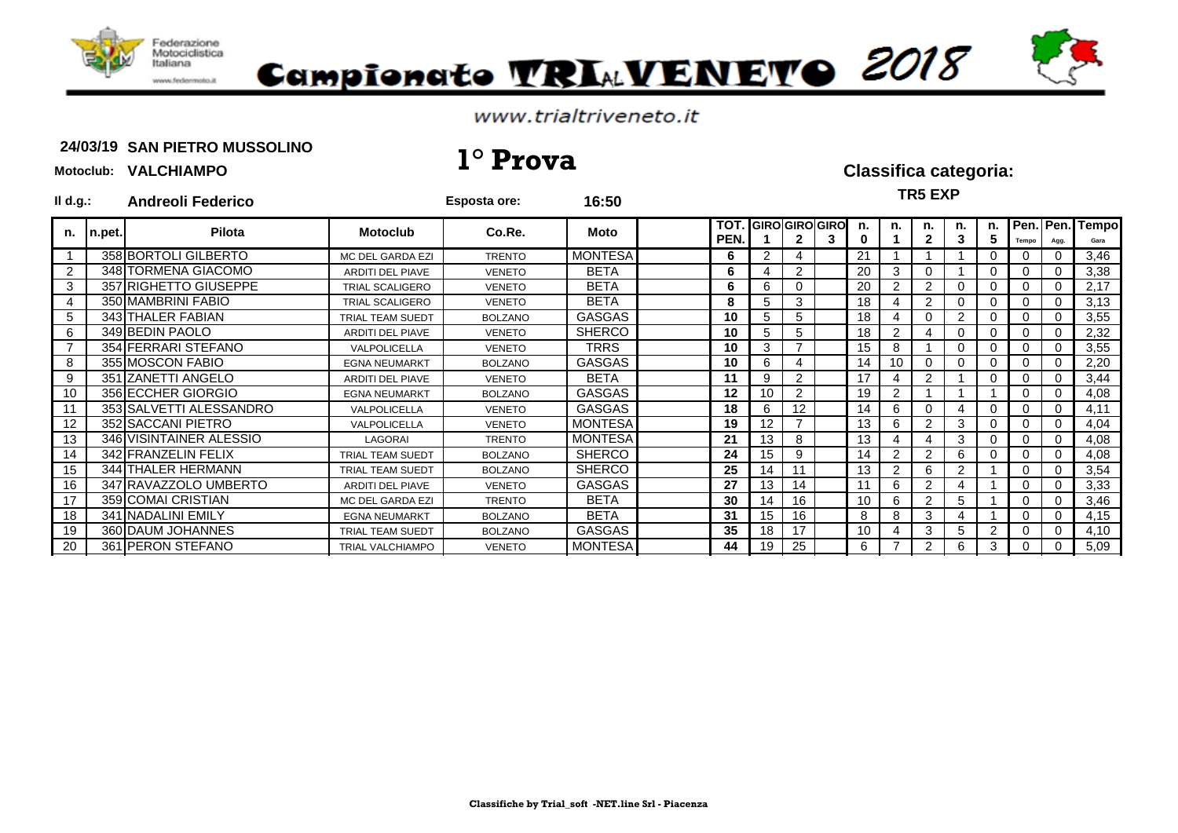# Campionato TRIAL VENETO 2018

www.trialtriveneto.it

**24/03/19 SAN PIETRO MUSSOLINO**

**Motoclub: VALCHIAMPO**

# 1° Prova

## Classifica categoria:

**TR5 EXP**

**Il d.g.: Andreoli Federico** **Esposta ore: 16:50**

| n. | n.pet. | Pilota | Motoclub | Co.Re. | Moto | | TOT. PEN. | GIRO 1 | GIRO 2 | GIRO 3 | n. 0 | n. 1 | n. 2 | n. 3 | n. 5 | Pen. Tempo | Pen. Agg. | Tempo Gara |
|---|---|---|---|---|---|---|---|---|---|---|---|---|---|---|---|---|---|---|
| 1 | 358 | BORTOLI GILBERTO | MC DEL GARDA EZI | TRENTO | MONTESA | | 6 | 2 | 4 | | 21 | 1 | 1 | 1 | 0 | 0 | 0 | 3,46 |
| 2 | 348 | TORMENA GIACOMO | ARDITI DEL PIAVE | VENETO | BETA | | 6 | 4 | 2 | | 20 | 3 | 0 | 1 | 0 | 0 | 0 | 3,38 |
| 3 | 357 | RIGHETTO GIUSEPPE | TRIAL SCALIGERO | VENETO | BETA | | 6 | 6 | 0 | | 20 | 2 | 2 | 0 | 0 | 0 | 0 | 2,17 |
| 4 | 350 | MAMBRINI FABIO | TRIAL SCALIGERO | VENETO | BETA | | 8 | 5 | 3 | | 18 | 4 | 2 | 0 | 0 | 0 | 0 | 3,13 |
| 5 | 343 | THALER FABIAN | TRIAL TEAM SUEDT | BOLZANO | GASGAS | | 10 | 5 | 5 | | 18 | 4 | 0 | 2 | 0 | 0 | 0 | 3,55 |
| 6 | 349 | BEDIN PAOLO | ARDITI DEL PIAVE | VENETO | SHERCO | | 10 | 5 | 5 | | 18 | 2 | 4 | 0 | 0 | 0 | 0 | 2,32 |
| 7 | 354 | FERRARI STEFANO | VALPOLICELLA | VENETO | TRRS | | 10 | 3 | 7 | | 15 | 8 | 1 | 0 | 0 | 0 | 0 | 3,55 |
| 8 | 355 | MOSCON FABIO | EGNA NEUMARKT | BOLZANO | GASGAS | | 10 | 6 | 4 | | 14 | 10 | 0 | 0 | 0 | 0 | 0 | 2,20 |
| 9 | 351 | ZANETTI ANGELO | ARDITI DEL PIAVE | VENETO | BETA | | 11 | 9 | 2 | | 17 | 4 | 2 | 1 | 0 | 0 | 0 | 3,44 |
| 10 | 356 | ECCHER GIORGIO | EGNA NEUMARKT | BOLZANO | GASGAS | | 12 | 10 | 2 | | 19 | 2 | 1 | 1 | 1 | 0 | 0 | 4,08 |
| 11 | 353 | SALVETTI ALESSANDRO | VALPOLICELLA | VENETO | GASGAS | | 18 | 6 | 12 | | 14 | 6 | 0 | 4 | 0 | 0 | 0 | 4,11 |
| 12 | 352 | SACCANI PIETRO | VALPOLICELLA | VENETO | MONTESA | | 19 | 12 | 7 | | 13 | 6 | 2 | 3 | 0 | 0 | 0 | 4,04 |
| 13 | 346 | VISINTAINER ALESSIO | LAGORAI | TRENTO | MONTESA | | 21 | 13 | 8 | | 13 | 4 | 4 | 3 | 0 | 0 | 0 | 4,08 |
| 14 | 342 | FRANZELIN FELIX | TRIAL TEAM SUEDT | BOLZANO | SHERCO | | 24 | 15 | 9 | | 14 | 2 | 2 | 6 | 0 | 0 | 0 | 4,08 |
| 15 | 344 | THALER HERMANN | TRIAL TEAM SUEDT | BOLZANO | SHERCO | | 25 | 14 | 11 | | 13 | 2 | 6 | 2 | 1 | 0 | 0 | 3,54 |
| 16 | 347 | RAVAZZOLO UMBERTO | ARDITI DEL PIAVE | VENETO | GASGAS | | 27 | 13 | 14 | | 11 | 6 | 2 | 4 | 1 | 0 | 0 | 3,33 |
| 17 | 359 | COMAI CRISTIAN | MC DEL GARDA EZI | TRENTO | BETA | | 30 | 14 | 16 | | 10 | 6 | 2 | 5 | 1 | 0 | 0 | 3,46 |
| 18 | 341 | NADALINI EMILY | EGNA NEUMARKT | BOLZANO | BETA | | 31 | 15 | 16 | | 8 | 8 | 3 | 4 | 1 | 0 | 0 | 4,15 |
| 19 | 360 | DAUM JOHANNES | TRIAL TEAM SUEDT | BOLZANO | GASGAS | | 35 | 18 | 17 | | 10 | 4 | 3 | 5 | 2 | 0 | 0 | 4,10 |
| 20 | 361 | PERON STEFANO | TRIAL VALCHIAMPO | VENETO | MONTESA | | 44 | 19 | 25 | | 6 | 7 | 2 | 6 | 3 | 0 | 0 | 5,09 |

Classifiche by Trial_soft -NET.line Srl - Piacenza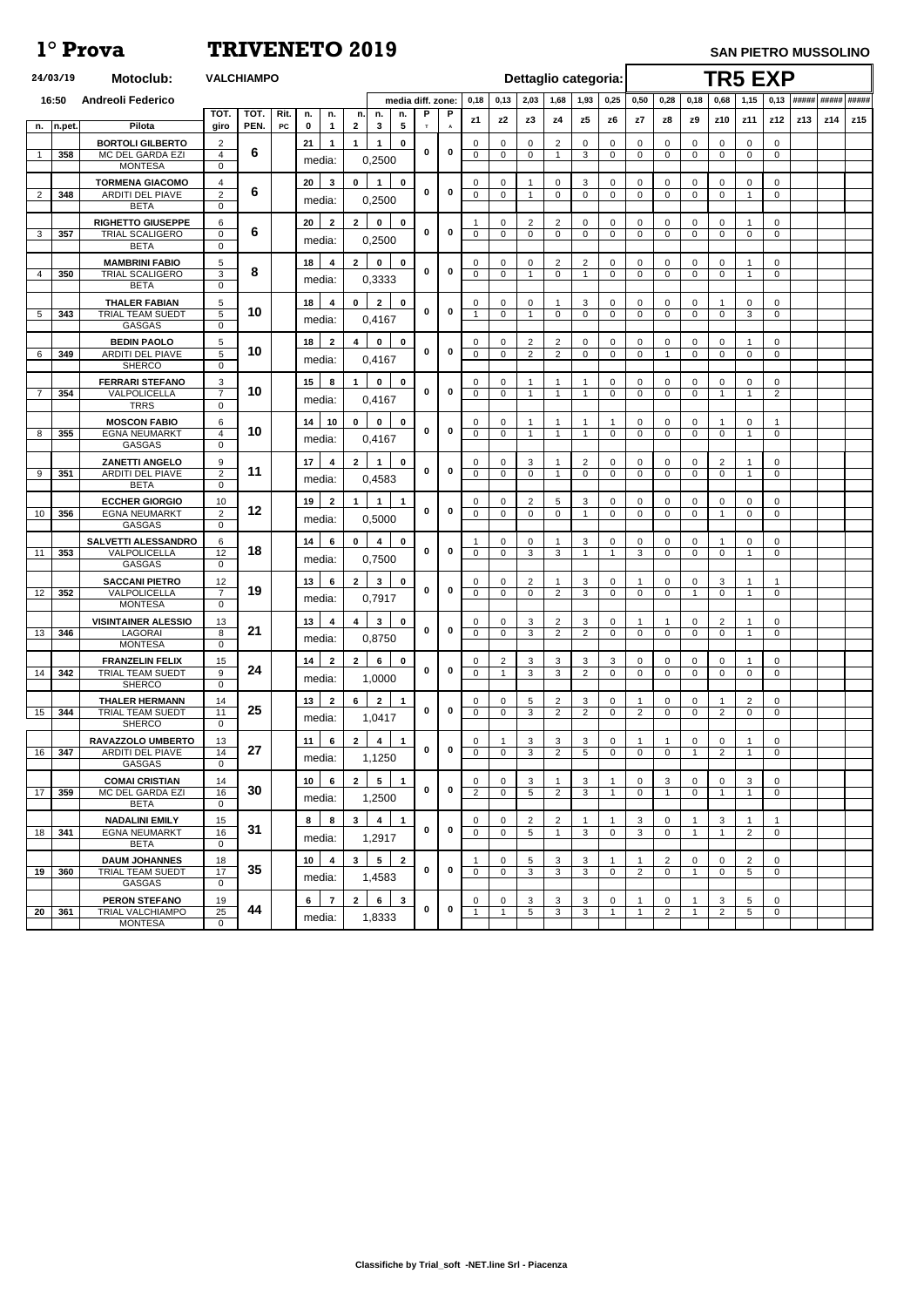# 1° Prova TRIVENETO 2019

**SAN PIETRO MUSSOLINO**

24/03/19 **Motoclub:** VALCHIAMPO **Dettaglio categoria:** **TR5 EXP**

16:50 **Andreoli Federico**

media diff. zone: 0,18 | 0,13 | 2,03 | 1,68 | 1,93 | 0,25 | 0,50 | 0,28 | 0,18 | 0,68 | 1,15 | 0,13 | ##### | ##### | #####

| n. | n.pet. | Pilota / Motoclub / Moto | TOT. giro | TOT. PEN. | Rit. PC | n. 0 | n. 1 | n. 2 | n. 3 | n. 5 | P T | P A | | z1 | z2 | z3 | z4 | z5 | z6 | z7 | z8 | z9 | z10 | z11 | z12 | z13 | z14 | z15 |
|---|---|---|---|---|---|---|---|---|---|---|---|---|---|---|---|---|---|---|---|---|---|---|---|---|---|---|---|---|
| | | **BORTOLI GILBERTO** | 2 | | | 21 | 1 | 1 | 1 | 0 | | | | 0 | 0 | 0 | 2 | 0 | 0 | 0 | 0 | 0 | 0 | 0 | 0 | | | |
| 1 | 358 | MC DEL GARDA EZI | 4 | 6 | | media: | | 0,2500 | | | 0 | 0 | | 0 | 0 | 0 | 1 | 3 | 0 | 0 | 0 | 0 | 0 | 0 | 0 | | | |
| | | MONTESA | 0 | | | | | | | | | | | | | | | | | | | | | | | | | |
| | | **TORMENA GIACOMO** | 4 | | | 20 | 3 | 0 | 1 | 0 | | | | 0 | 0 | 1 | 0 | 3 | 0 | 0 | 0 | 0 | 0 | 0 | 0 | | | |
| 2 | 348 | ARDITI DEL PIAVE | 2 | 6 | | media: | | 0,2500 | | | 0 | 0 | | 0 | 0 | 1 | 0 | 0 | 0 | 0 | 0 | 0 | 0 | 1 | 0 | | | |
| | | BETA | 0 | | | | | | | | | | | | | | | | | | | | | | | | | |
| | | **RIGHETTO GIUSEPPE** | 6 | | | 20 | 2 | 2 | 0 | 0 | | | | 1 | 0 | 2 | 2 | 0 | 0 | 0 | 0 | 0 | 0 | 1 | 0 | | | |
| 3 | 357 | TRIAL SCALIGERO | 0 | 6 | | media: | | 0,2500 | | | 0 | 0 | | 0 | 0 | 0 | 0 | 0 | 0 | 0 | 0 | 0 | 0 | 0 | 0 | | | |
| | | BETA | 0 | | | | | | | | | | | | | | | | | | | | | | | | | |
| | | **MAMBRINI FABIO** | 5 | | | 18 | 4 | 2 | 0 | 0 | | | | 0 | 0 | 0 | 2 | 2 | 0 | 0 | 0 | 0 | 0 | 1 | 0 | | | |
| 4 | 350 | TRIAL SCALIGERO | 3 | 8 | | media: | | 0,3333 | | | 0 | 0 | | 0 | 0 | 1 | 0 | 1 | 0 | 0 | 0 | 0 | 0 | 1 | 0 | | | |
| | | BETA | 0 | | | | | | | | | | | | | | | | | | | | | | | | | |
| | | **THALER FABIAN** | 5 | | | 18 | 4 | 0 | 2 | 0 | | | | 0 | 0 | 0 | 1 | 3 | 0 | 0 | 0 | 0 | 1 | 0 | 0 | | | |
| 5 | 343 | TRIAL TEAM SUEDT | 5 | 10 | | media: | | 0,4167 | | | 0 | 0 | | 1 | 0 | 1 | 0 | 0 | 0 | 0 | 0 | 0 | 0 | 3 | 0 | | | |
| | | GASGAS | 0 | | | | | | | | | | | | | | | | | | | | | | | | | |
| | | **BEDIN PAOLO** | 5 | | | 18 | 2 | 4 | 0 | 0 | | | | 0 | 0 | 2 | 2 | 0 | 0 | 0 | 0 | 0 | 0 | 1 | 0 | | | |
| 6 | 349 | ARDITI DEL PIAVE | 5 | 10 | | media: | | 0,4167 | | | 0 | 0 | | 0 | 0 | 2 | 2 | 0 | 0 | 0 | 1 | 0 | 0 | 0 | 0 | | | |
| | | SHERCO | 0 | | | | | | | | | | | | | | | | | | | | | | | | | |
| | | **FERRARI STEFANO** | 3 | | | 15 | 8 | 1 | 0 | 0 | | | | 0 | 0 | 1 | 1 | 1 | 0 | 0 | 0 | 0 | 0 | 0 | 0 | | | |
| 7 | 354 | VALPOLICELLA | 7 | 10 | | media: | | 0,4167 | | | 0 | 0 | | 0 | 0 | 1 | 1 | 1 | 0 | 0 | 0 | 0 | 1 | 1 | 2 | | | |
| | | TRRS | 0 | | | | | | | | | | | | | | | | | | | | | | | | | |
| | | **MOSCON FABIO** | 6 | | | 14 | 10 | 0 | 0 | 0 | | | | 0 | 0 | 1 | 1 | 1 | 1 | 0 | 0 | 0 | 1 | 0 | 1 | | | |
| 8 | 355 | EGNA NEUMARKT | 4 | 10 | | media: | | 0,4167 | | | 0 | 0 | | 0 | 0 | 1 | 1 | 1 | 0 | 0 | 0 | 0 | 0 | 1 | 0 | | | |
| | | GASGAS | 0 | | | | | | | | | | | | | | | | | | | | | | | | | |
| | | **ZANETTI ANGELO** | 9 | | | 17 | 4 | 2 | 1 | 0 | | | | 0 | 0 | 3 | 1 | 2 | 0 | 0 | 0 | 0 | 2 | 1 | 0 | | | |
| 9 | 351 | ARDITI DEL PIAVE | 2 | 11 | | media: | | 0,4583 | | | 0 | 0 | | 0 | 0 | 0 | 1 | 0 | 0 | 0 | 0 | 0 | 0 | 1 | 0 | | | |
| | | BETA | 0 | | | | | | | | | | | | | | | | | | | | | | | | | |
| | | **ECCHER GIORGIO** | 10 | | | 19 | 2 | 1 | 1 | 1 | | | | 0 | 0 | 2 | 5 | 3 | 0 | 0 | 0 | 0 | 0 | 0 | 0 | | | |
| 10 | 356 | EGNA NEUMARKT | 2 | 12 | | media: | | 0,5000 | | | 0 | 0 | | 0 | 0 | 0 | 0 | 1 | 0 | 0 | 0 | 0 | 1 | 0 | 0 | | | |
| | | GASGAS | 0 | | | | | | | | | | | | | | | | | | | | | | | | | |
| | | **SALVETTI ALESSANDRO** | 6 | | | 14 | 6 | 0 | 4 | 0 | | | | 1 | 0 | 0 | 1 | 3 | 0 | 0 | 0 | 0 | 1 | 0 | 0 | | | |
| 11 | 353 | VALPOLICELLA | 12 | 18 | | media: | | 0,7500 | | | 0 | 0 | | 0 | 0 | 3 | 3 | 1 | 1 | 3 | 0 | 0 | 0 | 1 | 0 | | | |
| | | GASGAS | 0 | | | | | | | | | | | | | | | | | | | | | | | | | |
| | | **SACCANI PIETRO** | 12 | | | 13 | 6 | 2 | 3 | 0 | | | | 0 | 0 | 2 | 1 | 3 | 0 | 1 | 0 | 0 | 3 | 1 | 1 | | | |
| 12 | 352 | VALPOLICELLA | 7 | 19 | | media: | | 0,7917 | | | 0 | 0 | | 0 | 0 | 0 | 2 | 3 | 0 | 0 | 0 | 1 | 0 | 1 | 0 | | | |
| | | MONTESA | 0 | | | | | | | | | | | | | | | | | | | | | | | | | |
| | | **VISINTAINER ALESSIO** | 13 | | | 13 | 4 | 4 | 3 | 0 | | | | 0 | 0 | 3 | 2 | 3 | 0 | 1 | 1 | 0 | 2 | 1 | 0 | | | |
| 13 | 346 | LAGORAI | 8 | 21 | | media: | | 0,8750 | | | 0 | 0 | | 0 | 0 | 3 | 2 | 2 | 0 | 0 | 0 | 0 | 0 | 1 | 0 | | | |
| | | MONTESA | 0 | | | | | | | | | | | | | | | | | | | | | | | | | |
| | | **FRANZELIN FELIX** | 15 | | | 14 | 2 | 2 | 6 | 0 | | | | 0 | 2 | 3 | 3 | 3 | 3 | 0 | 0 | 0 | 0 | 1 | 0 | | | |
| 14 | 342 | TRIAL TEAM SUEDT | 9 | 24 | | media: | | 1,0000 | | | 0 | 0 | | 0 | 1 | 3 | 3 | 2 | 0 | 0 | 0 | 0 | 0 | 0 | 0 | | | |
| | | SHERCO | 0 | | | | | | | | | | | | | | | | | | | | | | | | | |
| | | **THALER HERMANN** | 14 | | | 13 | 2 | 6 | 2 | 1 | | | | 0 | 0 | 5 | 2 | 3 | 0 | 1 | 0 | 0 | 1 | 2 | 0 | | | |
| 15 | 344 | TRIAL TEAM SUEDT | 11 | 25 | | media: | | 1,0417 | | | 0 | 0 | | 0 | 0 | 3 | 2 | 2 | 0 | 2 | 0 | 0 | 2 | 0 | 0 | | | |
| | | SHERCO | 0 | | | | | | | | | | | | | | | | | | | | | | | | | |
| | | **RAVAZZOLO UMBERTO** | 13 | | | 11 | 6 | 2 | 4 | 1 | | | | 0 | 1 | 3 | 3 | 3 | 0 | 1 | 1 | 0 | 0 | 1 | 0 | | | |
| 16 | 347 | ARDITI DEL PIAVE | 14 | 27 | | media: | | 1,1250 | | | 0 | 0 | | 0 | 0 | 3 | 2 | 5 | 0 | 0 | 0 | 1 | 2 | 1 | 0 | | | |
| | | GASGAS | 0 | | | | | | | | | | | | | | | | | | | | | | | | | |
| | | **COMAI CRISTIAN** | 14 | | | 10 | 6 | 2 | 5 | 1 | | | | 0 | 0 | 3 | 1 | 3 | 1 | 0 | 3 | 0 | 0 | 3 | 0 | | | |
| 17 | 359 | MC DEL GARDA EZI | 16 | 30 | | media: | | 1,2500 | | | 0 | 0 | | 2 | 0 | 5 | 2 | 3 | 1 | 0 | 1 | 0 | 1 | 1 | 0 | | | |
| | | BETA | 0 | | | | | | | | | | | | | | | | | | | | | | | | | |
| | | **NADALINI EMILY** | 15 | | | 8 | 8 | 3 | 4 | 1 | | | | 0 | 0 | 2 | 2 | 1 | 1 | 3 | 0 | 1 | 3 | 1 | 1 | | | |
| 18 | 341 | EGNA NEUMARKT | 16 | 31 | | media: | | 1,2917 | | | 0 | 0 | | 0 | 0 | 5 | 1 | 3 | 0 | 3 | 0 | 1 | 1 | 2 | 0 | | | |
| | | BETA | 0 | | | | | | | | | | | | | | | | | | | | | | | | | |
| | | **DAUM JOHANNES** | 18 | | | 10 | 4 | 3 | 5 | 2 | | | | 1 | 0 | 5 | 3 | 3 | 1 | 1 | 2 | 0 | 0 | 2 | 0 | | | |
| 19 | 360 | TRIAL TEAM SUEDT | 17 | 35 | | media: | | 1,4583 | | | 0 | 0 | | 0 | 0 | 3 | 3 | 3 | 0 | 2 | 0 | 1 | 0 | 5 | 0 | | | |
| | | GASGAS | 0 | | | | | | | | | | | | | | | | | | | | | | | | | |
| | | **PERON STEFANO** | 19 | | | 6 | 7 | 2 | 6 | 3 | | | | 0 | 0 | 3 | 3 | 3 | 0 | 1 | 0 | 1 | 3 | 5 | 0 | | | |
| 20 | 361 | TRIAL VALCHIAMPO | 25 | 44 | | media: | | 1,8333 | | | 0 | 0 | | 1 | 1 | 5 | 3 | 3 | 1 | 1 | 2 | 1 | 2 | 5 | 0 | | | |
| | | MONTESA | 0 | | | | | | | | | | | | | | | | | | | | | | | | | |

Classifiche by Trial_soft -NET.line Srl - Piacenza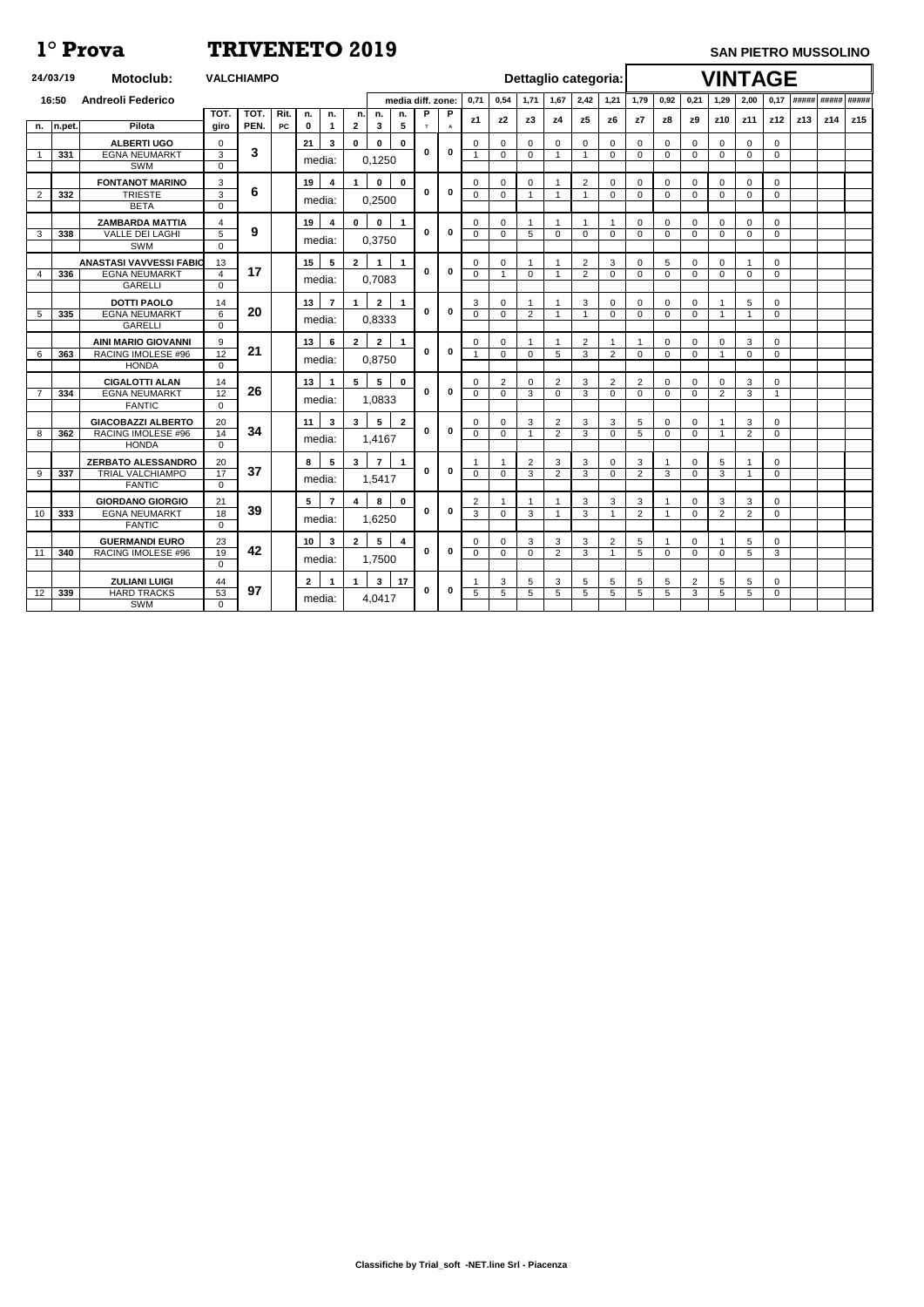# 1° Prova TRIVENETO 2019

**SAN PIETRO MUSSOLINO**

24/03/19 **Motoclub:** VALCHIAMPO **Dettaglio categoria:** **VINTAGE**

16:50 Andreoli Federico

| n. | n.pet. | Pilota | TOT. giro | TOT. PEN. | Rit. PC | n. 0 | n. 1 | n. 2 | n. 3 | n. 5 | P T | P A | z1 (0,71) | z2 (0,54) | z3 (1,71) | z4 (1,67) | z5 (2,42) | z6 (1,21) | z7 (1,79) | z8 (0,92) | z9 (0,21) | z10 (1,29) | z11 (2,00) | z12 (0,17) | z13 (#####) | z14 (#####) | z15 (#####) |
|---|---|---|---|---|---|---|---|---|---|---|---|---|---|---|---|---|---|---|---|---|---|---|---|---|---|---|---|
| | | ALBERTI UGO | 0 | 3 | | 21 | 3 | 0 | 0 | 0 | 0 | 0 | 0 | 0 | 0 | 0 | 0 | 0 | 0 | 0 | 0 | 0 | 0 | 0 | | | |
| 1 | 331 | EGNA NEUMARKT | 3 | | | media: | | 0,1250 | | | | | 1 | 0 | 0 | 1 | 1 | 0 | 0 | 0 | 0 | 0 | 0 | 0 | | | |
| | | SWM | 0 | | | | | | | | | | | | | | | | | | | | | | | | |
| | | FONTANOT MARINO | 3 | 6 | | 19 | 4 | 1 | 0 | 0 | 0 | 0 | 0 | 0 | 0 | 1 | 2 | 0 | 0 | 0 | 0 | 0 | 0 | 0 | | | |
| 2 | 332 | TRIESTE | 3 | | | media: | | 0,2500 | | | | | 0 | 0 | 1 | 1 | 1 | 0 | 0 | 0 | 0 | 0 | 0 | 0 | | | |
| | | BETA | 0 | | | | | | | | | | | | | | | | | | | | | | | | |
| | | ZAMBARDA MATTIA | 4 | 9 | | 19 | 4 | 0 | 0 | 1 | 0 | 0 | 0 | 0 | 1 | 1 | 1 | 1 | 0 | 0 | 0 | 0 | 0 | 0 | | | |
| 3 | 338 | VALLE DEI LAGHI | 5 | | | media: | | 0,3750 | | | | | 0 | 0 | 5 | 0 | 0 | 0 | 0 | 0 | 0 | 0 | 0 | 0 | | | |
| | | SWM | 0 | | | | | | | | | | | | | | | | | | | | | | | | |
| | | ANASTASI VAVVESSI FABIO | 13 | 17 | | 15 | 5 | 2 | 1 | 1 | 0 | 0 | 0 | 0 | 1 | 1 | 2 | 3 | 0 | 5 | 0 | 0 | 1 | 0 | | | |
| 4 | 336 | EGNA NEUMARKT | 4 | | | media: | | 0,7083 | | | | | 0 | 1 | 0 | 1 | 2 | 0 | 0 | 0 | 0 | 0 | 0 | 0 | | | |
| | | GARELLI | 0 | | | | | | | | | | | | | | | | | | | | | | | | |
| | | DOTTI PAOLO | 14 | 20 | | 13 | 7 | 1 | 2 | 1 | 0 | 0 | 3 | 0 | 1 | 1 | 3 | 0 | 0 | 0 | 0 | 1 | 5 | 0 | | | |
| 5 | 335 | EGNA NEUMARKT | 6 | | | media: | | 0,8333 | | | | | 0 | 0 | 2 | 1 | 1 | 0 | 0 | 0 | 0 | 1 | 1 | 0 | | | |
| | | GARELLI | 0 | | | | | | | | | | | | | | | | | | | | | | | | |
| | | AINI MARIO GIOVANNI | 9 | 21 | | 13 | 6 | 2 | 2 | 1 | 0 | 0 | 0 | 0 | 1 | 1 | 2 | 1 | 1 | 0 | 0 | 0 | 3 | 0 | | | |
| 6 | 363 | RACING IMOLESE #96 | 12 | | | media: | | 0,8750 | | | | | 1 | 0 | 0 | 5 | 3 | 2 | 0 | 0 | 0 | 1 | 0 | 0 | | | |
| | | HONDA | 0 | | | | | | | | | | | | | | | | | | | | | | | | |
| | | CIGALOTTI ALAN | 14 | 26 | | 13 | 1 | 5 | 5 | 0 | 0 | 0 | 0 | 2 | 0 | 2 | 3 | 2 | 2 | 0 | 0 | 0 | 3 | 0 | | | |
| 7 | 334 | EGNA NEUMARKT | 12 | | | media: | | 1,0833 | | | | | 0 | 0 | 3 | 0 | 3 | 0 | 0 | 0 | 0 | 2 | 3 | 1 | | | |
| | | FANTIC | 0 | | | | | | | | | | | | | | | | | | | | | | | | |
| | | GIACOBAZZI ALBERTO | 20 | 34 | | 11 | 3 | 3 | 5 | 2 | 0 | 0 | 0 | 0 | 3 | 2 | 3 | 3 | 5 | 0 | 0 | 1 | 3 | 0 | | | |
| 8 | 362 | RACING IMOLESE #96 | 14 | | | media: | | 1,4167 | | | | | 0 | 0 | 1 | 2 | 3 | 0 | 5 | 0 | 0 | 1 | 2 | 0 | | | |
| | | HONDA | 0 | | | | | | | | | | | | | | | | | | | | | | | | |
| | | ZERBATO ALESSANDRO | 20 | 37 | | 8 | 5 | 3 | 7 | 1 | 0 | 0 | 1 | 1 | 2 | 3 | 3 | 0 | 3 | 1 | 0 | 5 | 1 | 0 | | | |
| 9 | 337 | TRIAL VALCHIAMPO | 17 | | | media: | | 1,5417 | | | | | 0 | 0 | 3 | 2 | 3 | 0 | 2 | 3 | 0 | 3 | 1 | 0 | | | |
| | | FANTIC | 0 | | | | | | | | | | | | | | | | | | | | | | | | |
| | | GIORDANO GIORGIO | 21 | 39 | | 5 | 7 | 4 | 8 | 0 | 0 | 0 | 2 | 1 | 1 | 1 | 3 | 3 | 3 | 1 | 0 | 3 | 3 | 0 | | | |
| 10 | 333 | EGNA NEUMARKT | 18 | | | media: | | 1,6250 | | | | | 3 | 0 | 3 | 1 | 3 | 1 | 2 | 1 | 0 | 2 | 2 | 0 | | | |
| | | FANTIC | 0 | | | | | | | | | | | | | | | | | | | | | | | | |
| | | GUERMANDI EURO | 23 | 42 | | 10 | 3 | 2 | 5 | 4 | 0 | 0 | 0 | 0 | 3 | 3 | 3 | 2 | 5 | 1 | 0 | 1 | 5 | 0 | | | |
| 11 | 340 | RACING IMOLESE #96 | 19 | | | media: | | 1,7500 | | | | | 0 | 0 | 0 | 2 | 3 | 1 | 5 | 0 | 0 | 0 | 5 | 3 | | | |
| | | | 0 | | | | | | | | | | | | | | | | | | | | | | | | |
| | | ZULIANI LUIGI | 44 | 97 | | 2 | 1 | 1 | 3 | 17 | 0 | 0 | 1 | 3 | 5 | 3 | 5 | 5 | 5 | 5 | 2 | 5 | 5 | 0 | | | |
| 12 | 339 | HARD TRACKS | 53 | | | media: | | 4,0417 | | | | | 5 | 5 | 5 | 5 | 5 | 5 | 5 | 5 | 3 | 5 | 5 | 0 | | | |
| | | SWM | 0 | | | | | | | | | | | | | | | | | | | | | | | | |

Classifiche by Trial_soft -NET.line Srl - Piacenza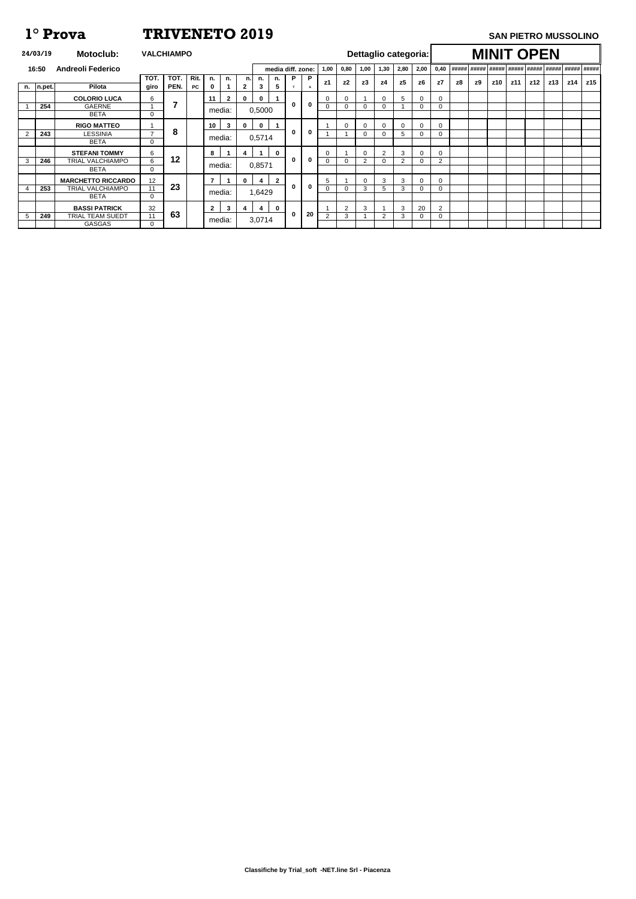# 1° Prova TRIVENETO 2019

**SAN PIETRO MUSSOLINO**

**24/03/19** **Motoclub:** **VALCHIAMPO** **Dettaglio categoria:** **MINIT OPEN**

**16:50** **Andreoli Federico**

| n. | n.pet. | Pilota | TOT. giro | TOT. PEN. | Rit. PC | n. 0 | n. 1 | n. 2 | n. 3 | n. 5 | P T | P A | z1 | z2 | z3 | z4 | z5 | z6 | z7 | z8 | z9 | z10 | z11 | z12 | z13 | z14 | z15 |
|---|---|---|---|---|---|---|---|---|---|---|---|---|---|---|---|---|---|---|---|---|---|---|---|---|---|---|---|
| | | media diff. zone: | | | | | | | | | | | 1,00 | 0,80 | 1,00 | 1,30 | 2,80 | 2,00 | 0,40 | ##### | ##### | ##### | ##### | ##### | ##### | ##### | ##### |
| | | **COLORIO LUCA** | 6 | **7** | | 11 | 2 | 0 | 0 | 1 | 0 | 0 | 0 | 0 | 1 | 0 | 5 | 0 | 0 | | | | | | | | |
| 1 | **254** | GAERNE | 1 | | | media: | | | 0,5000 | | | | 0 | 0 | 0 | 0 | 1 | 0 | 0 | | | | | | | | |
| | | BETA | 0 | | | | | | | | | | | | | | | | | | | | | | | | |
| | | **RIGO MATTEO** | 1 | **8** | | 10 | 3 | 0 | 0 | 1 | 0 | 0 | 1 | 0 | 0 | 0 | 0 | 0 | 0 | | | | | | | | |
| 2 | **243** | LESSINIA | 7 | | | media: | | | 0,5714 | | | | 1 | 1 | 0 | 0 | 5 | 0 | 0 | | | | | | | | |
| | | BETA | 0 | | | | | | | | | | | | | | | | | | | | | | | | |
| | | **STEFANI TOMMY** | 6 | **12** | | 8 | 1 | 4 | 1 | 0 | 0 | 0 | 0 | 1 | 0 | 2 | 3 | 0 | 0 | | | | | | | | |
| 3 | **246** | TRIAL VALCHIAMPO | 6 | | | media: | | | 0,8571 | | | | 0 | 0 | 2 | 0 | 2 | 0 | 2 | | | | | | | | |
| | | BETA | 0 | | | | | | | | | | | | | | | | | | | | | | | | |
| | | **MARCHETTO RICCARDO** | 12 | **23** | | 7 | 1 | 0 | 4 | 2 | 0 | 0 | 5 | 1 | 0 | 3 | 3 | 0 | 0 | | | | | | | | |
| 4 | **253** | TRIAL VALCHIAMPO | 11 | | | media: | | | 1,6429 | | | | 0 | 0 | 3 | 5 | 3 | 0 | 0 | | | | | | | | |
| | | BETA | 0 | | | | | | | | | | | | | | | | | | | | | | | | |
| | | **BASSI PATRICK** | 32 | **63** | | 2 | 3 | 4 | 4 | 0 | 0 | 20 | 1 | 2 | 3 | 1 | 3 | 20 | 2 | | | | | | | | |
| 5 | **249** | TRIAL TEAM SUEDT | 11 | | | media: | | | 3,0714 | | | | 2 | 3 | 1 | 2 | 3 | 0 | 0 | | | | | | | | |
| | | GASGAS | 0 | | | | | | | | | | | | | | | | | | | | | | | | |

**Classifiche by Trial_soft -NET.line Srl - Piacenza**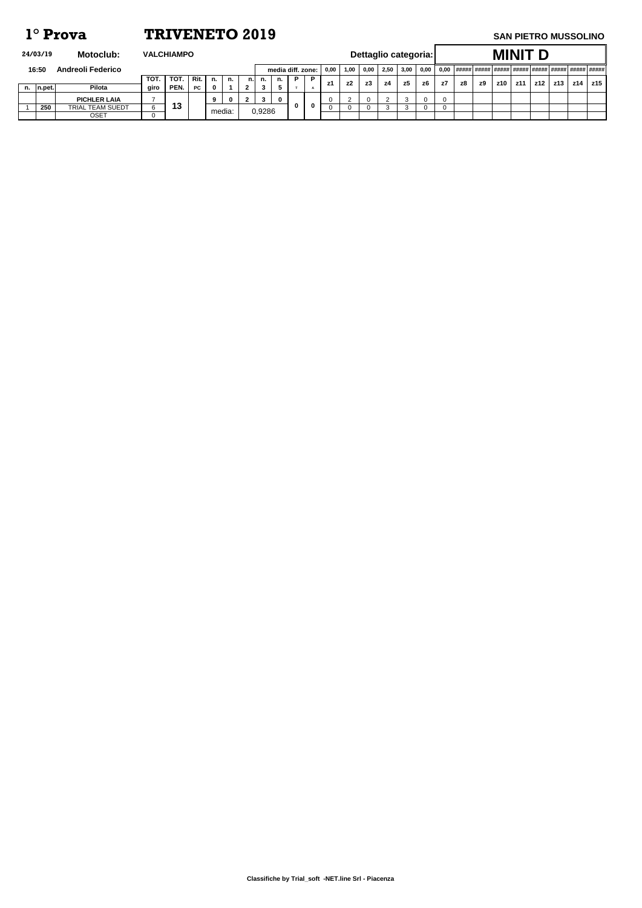# 1° Prova TRIVENETO 2019

**SAN PIETRO MUSSOLINO**

**24/03/19** **Motoclub:** **VALCHIAMPO** **Dettaglio categoria:** **MINIT D**

**16:50** **Andreoli Federico**

| n. | n.pet. | Pilota | TOT. giro | TOT. PEN. | Rit. PC | n. 0 | n. 1 | n. 2 | n. 3 | n. 5 | P T | P A | z1 | z2 | z3 | z4 | z5 | z6 | z7 | z8 | z9 | z10 | z11 | z12 | z13 | z14 | z15 |
|---|---|---|---|---|---|---|---|---|---|---|---|---|---|---|---|---|---|---|---|---|---|---|---|---|---|---|---|
| | | media diff. zone: | | | | | | | | | | | 0,00 | 1,00 | 0,00 | 2,50 | 3,00 | 0,00 | 0,00 | ##### | ##### | ##### | ##### | ##### | ##### | ##### | ##### |
| | | **PICHLER LAIA** | 7 | 13 | | 9 | 0 | 2 | 3 | 0 | 0 | 0 | 0 | 2 | 0 | 2 | 3 | 0 | 0 | | | | | | | | |
| 1 | **250** | TRIAL TEAM SUEDT | 6 | | | media: | | | 0,9286 | | | | 0 | 0 | 0 | 3 | 3 | 0 | 0 | | | | | | | | |
| | | OSET | 0 | | | | | | | | | | | | | | | | | | | | | | | | |

**Classifiche by Trial_soft -NET.line Srl - Piacenza**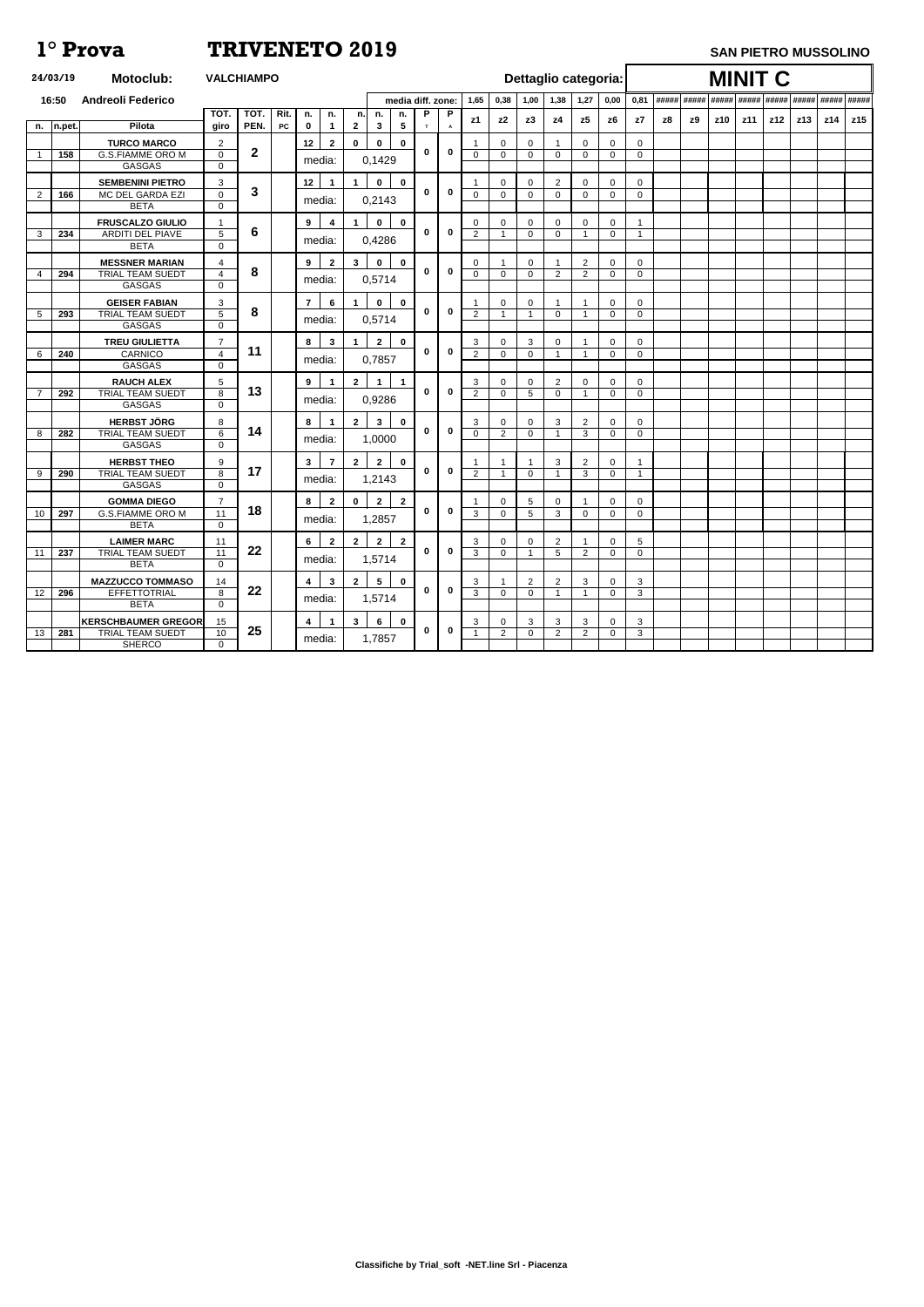# 1° Prova TRIVENETO 2019

**SAN PIETRO MUSSOLINO**

24/03/19 **Motoclub:** VALCHIAMPO **Dettaglio categoria:** **MINIT C**

16:50 Andreoli Federico

| n. | n.pet. | Pilota | TOT. giro | TOT. PEN. | Rit. PC | n. 0 | n. 1 | n. 2 | n. 3 | n. 5 | P T | P A | z1 | z2 | z3 | z4 | z5 | z6 | z7 | z8 | z9 | z10 | z11 | z12 | z13 | z14 | z15 |
|---|---|---|---|---|---|---|---|---|---|---|---|---|---|---|---|---|---|---|---|---|---|---|---|---|---|---|---|
| | | media diff. zone: | | | | | | | | | | | 1,65 | 0,38 | 1,00 | 1,38 | 1,27 | 0,00 | 0,81 | ##### | ##### | ##### | ##### | ##### | ##### | ##### | ##### |
| | | **TURCO MARCO** | 2 | | | 12 | 2 | 0 | 0 | 0 | | | 1 | 0 | 0 | 1 | 0 | 0 | 0 | | | | | | | | |
| 1 | 158 | G.S.FIAMME ORO M | 0 | 2 | | media: | | 0,1429 | | | 0 | 0 | 0 | 0 | 0 | 0 | 0 | 0 | 0 | | | | | | | | |
| | | GASGAS | 0 | | | | | | | | | | | | | | | | | | | | | | | | |
| | | **SEMBENINI PIETRO** | 3 | | | 12 | 1 | 1 | 0 | 0 | | | 1 | 0 | 0 | 2 | 0 | 0 | 0 | | | | | | | | |
| 2 | 166 | MC DEL GARDA EZI | 0 | 3 | | media: | | 0,2143 | | | 0 | 0 | 0 | 0 | 0 | 0 | 0 | 0 | 0 | | | | | | | | |
| | | BETA | 0 | | | | | | | | | | | | | | | | | | | | | | | | |
| | | **FRUSCALZO GIULIO** | 1 | | | 9 | 4 | 1 | 0 | 0 | | | 0 | 0 | 0 | 0 | 0 | 0 | 1 | | | | | | | | |
| 3 | 234 | ARDITI DEL PIAVE | 5 | 6 | | media: | | 0,4286 | | | 0 | 0 | 2 | 1 | 0 | 0 | 1 | 0 | 1 | | | | | | | | |
| | | BETA | 0 | | | | | | | | | | | | | | | | | | | | | | | | |
| | | **MESSNER MARIAN** | 4 | | | 9 | 2 | 3 | 0 | 0 | | | 0 | 1 | 0 | 1 | 2 | 0 | 0 | | | | | | | | |
| 4 | 294 | TRIAL TEAM SUEDT | 4 | 8 | | media: | | 0,5714 | | | 0 | 0 | 0 | 0 | 0 | 2 | 2 | 0 | 0 | | | | | | | | |
| | | GASGAS | 0 | | | | | | | | | | | | | | | | | | | | | | | | |
| | | **GEISER FABIAN** | 3 | | | 7 | 6 | 1 | 0 | 0 | | | 1 | 0 | 0 | 1 | 1 | 0 | 0 | | | | | | | | |
| 5 | 293 | TRIAL TEAM SUEDT | 5 | 8 | | media: | | 0,5714 | | | 0 | 0 | 2 | 1 | 1 | 0 | 1 | 0 | 0 | | | | | | | | |
| | | GASGAS | 0 | | | | | | | | | | | | | | | | | | | | | | | | |
| | | **TREU GIULIETTA** | 7 | | | 8 | 3 | 1 | 2 | 0 | | | 3 | 0 | 3 | 0 | 1 | 0 | 0 | | | | | | | | |
| 6 | 240 | CARNICO | 4 | 11 | | media: | | 0,7857 | | | 0 | 0 | 2 | 0 | 0 | 1 | 1 | 0 | 0 | | | | | | | | |
| | | GASGAS | 0 | | | | | | | | | | | | | | | | | | | | | | | | |
| | | **RAUCH ALEX** | 5 | | | 9 | 1 | 2 | 1 | 1 | | | 3 | 0 | 0 | 2 | 0 | 0 | 0 | | | | | | | | |
| 7 | 292 | TRIAL TEAM SUEDT | 8 | 13 | | media: | | 0,9286 | | | 0 | 0 | 2 | 0 | 5 | 0 | 1 | 0 | 0 | | | | | | | | |
| | | GASGAS | 0 | | | | | | | | | | | | | | | | | | | | | | | | |
| | | **HERBST JÖRG** | 8 | | | 8 | 1 | 2 | 3 | 0 | | | 3 | 0 | 0 | 3 | 2 | 0 | 0 | | | | | | | | |
| 8 | 282 | TRIAL TEAM SUEDT | 6 | 14 | | media: | | 1,0000 | | | 0 | 0 | 0 | 2 | 0 | 1 | 3 | 0 | 0 | | | | | | | | |
| | | GASGAS | 0 | | | | | | | | | | | | | | | | | | | | | | | | |
| | | **HERBST THEO** | 9 | | | 3 | 7 | 2 | 2 | 0 | | | 1 | 1 | 1 | 3 | 2 | 0 | 1 | | | | | | | | |
| 9 | 290 | TRIAL TEAM SUEDT | 8 | 17 | | media: | | 1,2143 | | | 0 | 0 | 2 | 1 | 0 | 1 | 3 | 0 | 1 | | | | | | | | |
| | | GASGAS | 0 | | | | | | | | | | | | | | | | | | | | | | | | |
| | | **GOMMA DIEGO** | 7 | | | 8 | 2 | 0 | 2 | 2 | | | 1 | 0 | 5 | 0 | 1 | 0 | 0 | | | | | | | | |
| 10 | 297 | G.S.FIAMME ORO M | 11 | 18 | | media: | | 1,2857 | | | 0 | 0 | 3 | 0 | 5 | 3 | 0 | 0 | 0 | | | | | | | | |
| | | BETA | 0 | | | | | | | | | | | | | | | | | | | | | | | | |
| | | **LAIMER MARC** | 11 | | | 6 | 2 | 2 | 2 | 2 | | | 3 | 0 | 0 | 2 | 1 | 0 | 5 | | | | | | | | |
| 11 | 237 | TRIAL TEAM SUEDT | 11 | 22 | | media: | | 1,5714 | | | 0 | 0 | 3 | 0 | 1 | 5 | 2 | 0 | 0 | | | | | | | | |
| | | BETA | 0 | | | | | | | | | | | | | | | | | | | | | | | | |
| | | **MAZZUCCO TOMMASO** | 14 | | | 4 | 3 | 2 | 5 | 0 | | | 3 | 1 | 2 | 2 | 3 | 0 | 3 | | | | | | | | |
| 12 | 296 | EFFETTOTRIAL | 8 | 22 | | media: | | 1,5714 | | | 0 | 0 | 3 | 0 | 0 | 1 | 1 | 0 | 3 | | | | | | | | |
| | | BETA | 0 | | | | | | | | | | | | | | | | | | | | | | | | |
| | | **KERSCHBAUMER GREGOR** | 15 | | | 4 | 1 | 3 | 6 | 0 | | | 3 | 0 | 3 | 3 | 3 | 0 | 3 | | | | | | | | |
| 13 | 281 | TRIAL TEAM SUEDT | 10 | 25 | | media: | | 1,7857 | | | 0 | 0 | 1 | 2 | 0 | 2 | 2 | 0 | 3 | | | | | | | | |
| | | SHERCO | 0 | | | | | | | | | | | | | | | | | | | | | | | | |

**Classifiche by Trial_soft -NET.line Srl - Piacenza**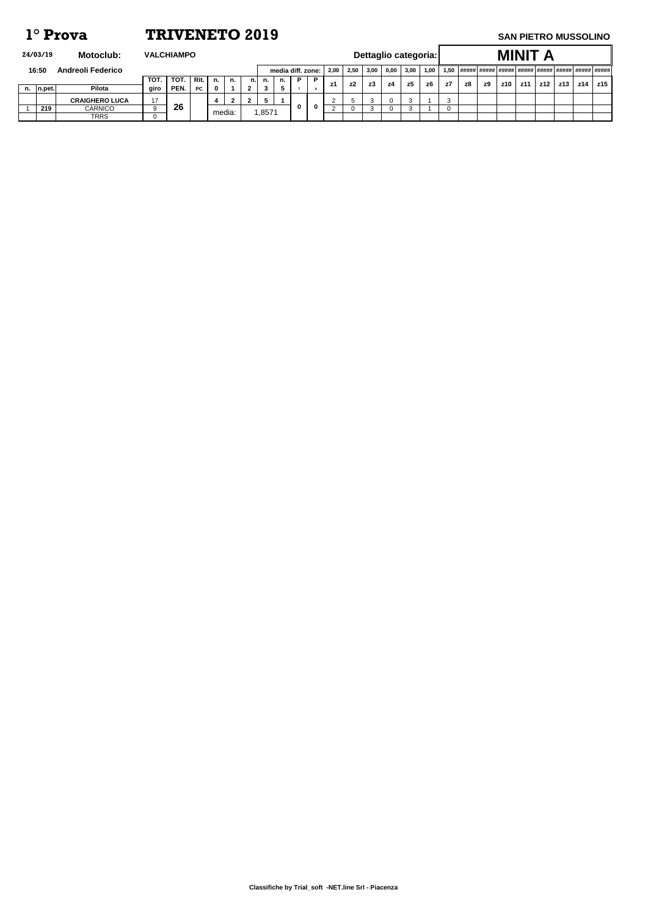# 1° Prova TRIVENETO 2019

**SAN PIETRO MUSSOLINO**

**24/03/19** **Motoclub:** **VALCHIAMPO** **Dettaglio categoria:** **MINIT A**

**16:50** **Andreoli Federico**

| n. | n.pet. | Pilota | TOT. giro | TOT. PEN. | Rit. PC | n. 0 | n. 1 | n. 2 | n. 3 | n. 5 | P T | P A | z1 (2,00) | z2 (2,50) | z3 (3,00) | z4 (0,00) | z5 (3,00) | z6 (1,00) | z7 (1,50) | z8 (#####) | z9 (#####) | z10 (#####) | z11 (#####) | z12 (#####) | z13 (#####) | z14 (#####) | z15 (#####) |
|---|---|---|---|---|---|---|---|---|---|---|---|---|---|---|---|---|---|---|---|---|---|---|---|---|---|---|---|
| | | **CRAIGHERO LUCA** | 17 | **26** | | **4** | **2** | **2** | **5** | **1** | **0** | **0** | 2 | 5 | 3 | 0 | 3 | 1 | 3 | | | | | | | | |
| 1 | **219** | CARNICO | 9 | | | media: | | 1,8571 | | | | | 2 | 0 | 3 | 0 | 3 | 1 | 0 | | | | | | | | |
| | | TRRS | 0 | | | | | | | | | | | | | | | | | | | | | | | | |

media diff. zone: 2,00 | 2,50 | 3,00 | 0,00 | 3,00 | 1,00 | 1,50 | ##### | ##### | ##### | ##### | ##### | ##### | ##### | #####

**Classifiche by Trial_soft -NET.line Srl - Piacenza**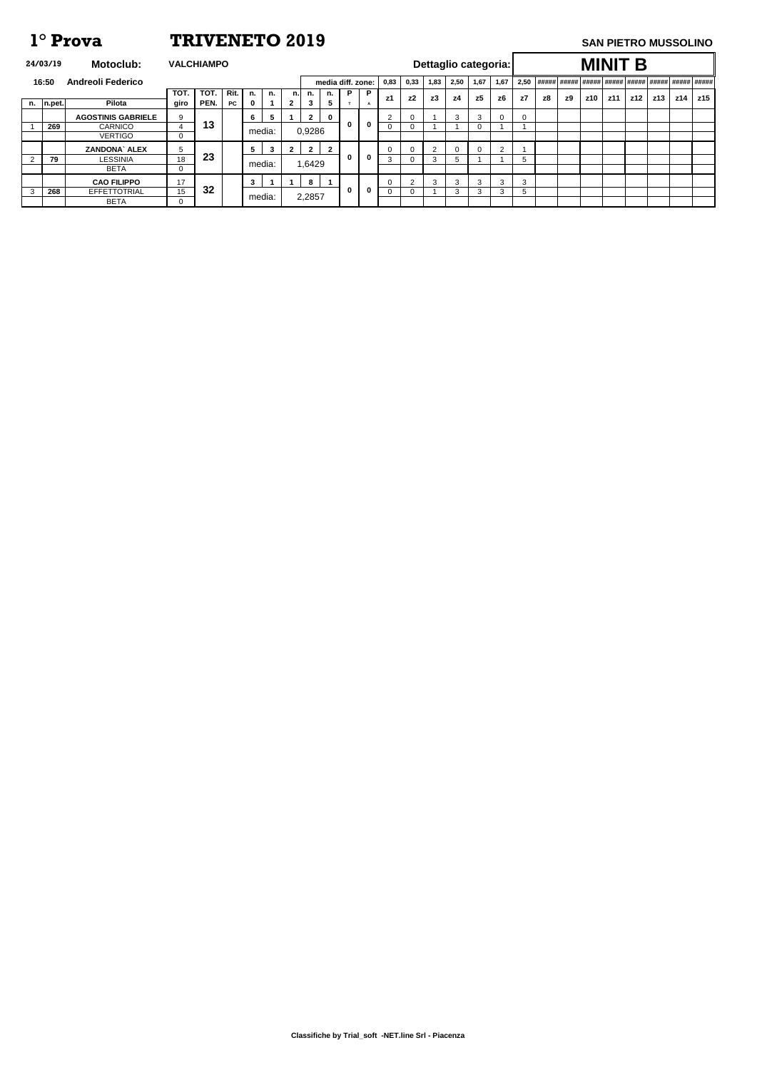# 1° Prova TRIVENETO 2019

**SAN PIETRO MUSSOLINO**

**24/03/19** **Motoclub:** **VALCHIAMPO** **Dettaglio categoria:** **MINIT B**

**16:50** **Andreoli Federico**

| n. | n.pet. | Pilota | TOT. giro | TOT. PEN. | Rit. PC | n. 0 | n. 1 | n. 2 | n. 3 | n. 5 | P T | P A | z1 | z2 | z3 | z4 | z5 | z6 | z7 | z8 | z9 | z10 | z11 | z12 | z13 | z14 | z15 |
|---|---|---|---|---|---|---|---|---|---|---|---|---|---|---|---|---|---|---|---|---|---|---|---|---|---|---|---|
| | | media diff. zone: | | | | | | | | | | | 0,83 | 0,33 | 1,83 | 2,50 | 1,67 | 1,67 | 2,50 | ##### | ##### | ##### | ##### | ##### | ##### | ##### | ##### |
| | | **AGOSTINIS GABRIELE** | 9 | **13** | | 6 | 5 | 1 | 2 | 0 | 0 | 0 | 2 | 0 | 1 | 3 | 3 | 0 | 0 | | | | | | | | |
| 1 | **269** | CARNICO | 4 | | | media: | | | 0,9286 | | | | 0 | 0 | 1 | 1 | 0 | 1 | 1 | | | | | | | | |
| | | VERTIGO | 0 | | | | | | | | | | | | | | | | | | | | | | | | |
| | | **ZANDONA` ALEX** | 5 | **23** | | 5 | 3 | 2 | 2 | 2 | 0 | 0 | 0 | 0 | 2 | 0 | 0 | 2 | 1 | | | | | | | | |
| 2 | **79** | LESSINIA | 18 | | | media: | | | 1,6429 | | | | 3 | 0 | 3 | 5 | 1 | 1 | 5 | | | | | | | | |
| | | BETA | 0 | | | | | | | | | | | | | | | | | | | | | | | | |
| | | **CAO FILIPPO** | 17 | **32** | | 3 | 1 | 1 | 8 | 1 | 0 | 0 | 0 | 2 | 3 | 3 | 3 | 3 | 3 | | | | | | | | |
| 3 | **268** | EFFETTOTRIAL | 15 | | | media: | | | 2,2857 | | | | 0 | 0 | 1 | 3 | 3 | 3 | 5 | | | | | | | | |
| | | BETA | 0 | | | | | | | | | | | | | | | | | | | | | | | | |

**Classifiche by Trial_soft -NET.line Srl - Piacenza**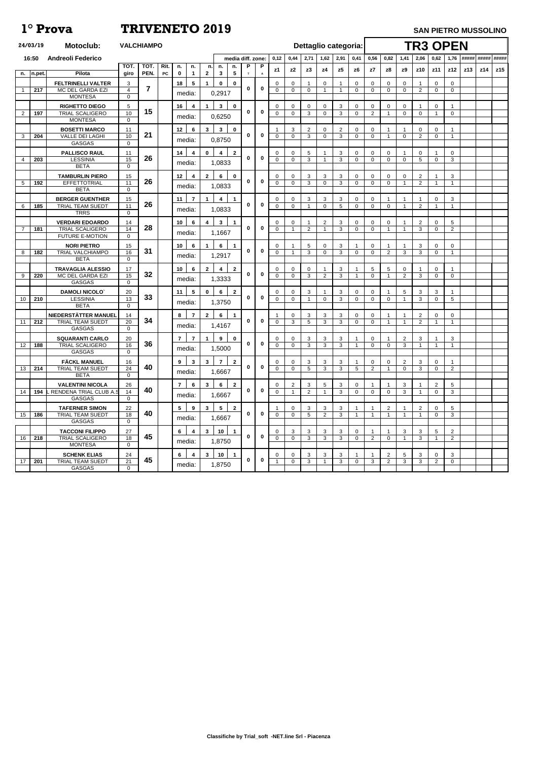# 1° Prova TRIVENETO 2019

**SAN PIETRO MUSSOLINO**

24/03/19 **Motoclub:** VALCHIAMPO

16:50 Andreoli Federico

**Dettaglio categoria: TR3 OPEN**

| n. | n.pet. | Pilota | TOT. giro | TOT. PEN. | Rit. PC | n. 0 | n. 1 | n. 2 | n. 3 | n. 5 | P T | P A | z1 (0,12) | z2 (0,44) | z3 (2,71) | z4 (1,62) | z5 (2,91) | z6 (0,41) | z7 (0,56) | z8 (0,82) | z9 (1,41) | z10 (2,06) | z11 (0,62) | z12 (1,76) | z13 (#####) | z14 (#####) | z15 (#####) |
|---|---|---|---|---|---|---|---|---|---|---|---|---|---|---|---|---|---|---|---|---|---|---|---|---|---|---|
| | | FELTRINELLI VALTER | 3 | | | 18 | 5 | 1 | 0 | 0 | | | 0 | 0 | 1 | 0 | 1 | 0 | 0 | 0 | 0 | 1 | 0 | 0 | | | |
| 1 | 217 | MC DEL GARDA EZI | 4 | 7 | | media: | | 0,2917 | | | 0 | 0 | 0 | 0 | 0 | 1 | 1 | 0 | 0 | 0 | 0 | 2 | 0 | 0 | | | |
| | | MONTESA | 0 | | | | | | | | | | | | | | | | | | | | | | | | |
| | | RIGHETTO DIEGO | 5 | | | 16 | 4 | 1 | 3 | 0 | | | 0 | 0 | 0 | 0 | 3 | 0 | 0 | 0 | 0 | 1 | 0 | 1 | | | |
| 2 | 197 | TRIAL SCALIGERO | 10 | 15 | | media: | | 0,6250 | | | 0 | 0 | 0 | 0 | 3 | 0 | 3 | 0 | 2 | 1 | 0 | 0 | 1 | 0 | | | |
| | | MONTESA | 0 | | | | | | | | | | | | | | | | | | | | | | | | |
| | | BOSETTI MARCO | 11 | | | 12 | 6 | 3 | 3 | 0 | | | 1 | 3 | 2 | 0 | 2 | 0 | 0 | 1 | 1 | 0 | 0 | 1 | | | |
| 3 | 204 | VALLE DEI LAGHI | 10 | 21 | | media: | | 0,8750 | | | 0 | 0 | 0 | 0 | 3 | 0 | 3 | 0 | 0 | 1 | 0 | 2 | 0 | 1 | | | |
| | | GASGAS | 0 | | | | | | | | | | | | | | | | | | | | | | | | |
| | | PALLISCO RAUL | 11 | | | 14 | 4 | 0 | 4 | 2 | | | 0 | 0 | 5 | 1 | 3 | 0 | 0 | 0 | 1 | 0 | 1 | 0 | | | |
| 4 | 203 | LESSINIA | 15 | 26 | | media: | | 1,0833 | | | 0 | 0 | 0 | 0 | 3 | 1 | 3 | 0 | 0 | 0 | 0 | 5 | 0 | 3 | | | |
| | | BETA | 0 | | | | | | | | | | | | | | | | | | | | | | | | |
| | | TAMBURLIN PIERO | 15 | | | 12 | 4 | 2 | 6 | 0 | | | 0 | 0 | 3 | 3 | 3 | 0 | 0 | 0 | 0 | 2 | 1 | 3 | | | |
| 5 | 192 | EFFETTOTRIAL | 11 | 26 | | media: | | 1,0833 | | | 0 | 0 | 0 | 0 | 3 | 0 | 3 | 0 | 0 | 0 | 1 | 2 | 1 | 1 | | | |
| | | BETA | 0 | | | | | | | | | | | | | | | | | | | | | | | | |
| | | BERGER GUENTHER | 15 | | | 11 | 7 | 1 | 4 | 1 | | | 0 | 0 | 3 | 3 | 3 | 0 | 0 | 1 | 1 | 1 | 0 | 3 | | | |
| 6 | 185 | TRIAL TEAM SUEDT | 11 | 26 | | media: | | 1,0833 | | | 0 | 0 | 0 | 0 | 1 | 0 | 5 | 0 | 0 | 0 | 1 | 2 | 1 | 1 | | | |
| | | TRRS | 0 | | | | | | | | | | | | | | | | | | | | | | | | |
| | | VERDARI EDOARDO | 14 | | | 10 | 6 | 4 | 3 | 1 | | | 0 | 0 | 1 | 2 | 3 | 0 | 0 | 0 | 1 | 2 | 0 | 5 | | | |
| 7 | 181 | TRIAL SCALIGERO | 14 | 28 | | media: | | 1,1667 | | | 0 | 0 | 0 | 1 | 2 | 1 | 3 | 0 | 0 | 1 | 1 | 3 | 0 | 2 | | | |
| | | FUTURE E-MOTION | 0 | | | | | | | | | | | | | | | | | | | | | | | | |
| | | NORI PIETRO | 15 | | | 10 | 6 | 1 | 6 | 1 | | | 0 | 1 | 5 | 0 | 3 | 1 | 0 | 1 | 1 | 3 | 0 | 0 | | | |
| 8 | 182 | TRIAL VALCHIAMPO | 16 | 31 | | media: | | 1,2917 | | | 0 | 0 | 0 | 1 | 3 | 0 | 3 | 0 | 0 | 2 | 3 | 3 | 0 | 1 | | | |
| | | BETA | 0 | | | | | | | | | | | | | | | | | | | | | | | | |
| | | TRAVAGLIA ALESSIO | 17 | | | 10 | 6 | 2 | 4 | 2 | | | 0 | 0 | 0 | 1 | 3 | 1 | 5 | 5 | 0 | 1 | 0 | 1 | | | |
| 9 | 220 | MC DEL GARDA EZI | 15 | 32 | | media: | | 1,3333 | | | 0 | 0 | 0 | 0 | 3 | 2 | 3 | 1 | 0 | 1 | 2 | 3 | 0 | 0 | | | |
| | | GASGAS | 0 | | | | | | | | | | | | | | | | | | | | | | | | |
| | | DAMOLI NICOLO` | 20 | | | 11 | 5 | 0 | 6 | 2 | | | 0 | 0 | 3 | 1 | 3 | 0 | 0 | 1 | 5 | 3 | 3 | 1 | | | |
| 10 | 210 | LESSINIA | 13 | 33 | | media: | | 1,3750 | | | 0 | 0 | 0 | 0 | 1 | 0 | 3 | 0 | 0 | 0 | 1 | 3 | 0 | 5 | | | |
| | | BETA | 0 | | | | | | | | | | | | | | | | | | | | | | | | |
| | | NIEDERSTÄTTER MANUEL | 14 | | | 8 | 7 | 2 | 6 | 1 | | | 1 | 0 | 3 | 3 | 3 | 0 | 0 | 1 | 1 | 2 | 0 | 0 | | | |
| 11 | 212 | TRIAL TEAM SUEDT | 20 | 34 | | media: | | 1,4167 | | | 0 | 0 | 0 | 3 | 5 | 3 | 3 | 0 | 0 | 1 | 1 | 2 | 1 | 1 | | | |
| | | GASGAS | 0 | | | | | | | | | | | | | | | | | | | | | | | | |
| | | SQUARANTI CARLO | 20 | | | 7 | 7 | 1 | 9 | 0 | | | 0 | 0 | 3 | 3 | 3 | 1 | 0 | 1 | 2 | 3 | 1 | 3 | | | |
| 12 | 188 | TRIAL SCALIGERO | 16 | 36 | | media: | | 1,5000 | | | 0 | 0 | 0 | 0 | 3 | 3 | 3 | 1 | 0 | 0 | 3 | 1 | 1 | 1 | | | |
| | | GASGAS | 0 | | | | | | | | | | | | | | | | | | | | | | | | |
| | | FÄCKL MANUEL | 16 | | | 9 | 3 | 3 | 7 | 2 | | | 0 | 0 | 3 | 3 | 3 | 1 | 0 | 0 | 2 | 3 | 0 | 1 | | | |
| 13 | 214 | TRIAL TEAM SUEDT | 24 | 40 | | media: | | 1,6667 | | | 0 | 0 | 0 | 0 | 5 | 3 | 3 | 5 | 2 | 1 | 0 | 3 | 0 | 2 | | | |
| | | BETA | 0 | | | | | | | | | | | | | | | | | | | | | | | | |
| | | VALENTINI NICOLA | 26 | | | 7 | 6 | 3 | 6 | 2 | | | 0 | 2 | 3 | 5 | 3 | 0 | 1 | 1 | 3 | 1 | 2 | 5 | | | |
| 14 | 194 | L RENDENA TRIAL CLUB A.S | 14 | 40 | | media: | | 1,6667 | | | 0 | 0 | 0 | 1 | 2 | 1 | 3 | 0 | 0 | 0 | 3 | 1 | 0 | 3 | | | |
| | | GASGAS | 0 | | | | | | | | | | | | | | | | | | | | | | | | |
| | | TAFERNER SIMON | 22 | | | 5 | 9 | 3 | 5 | 2 | | | 1 | 0 | 3 | 3 | 3 | 1 | 1 | 2 | 1 | 2 | 0 | 5 | | | |
| 15 | 186 | TRIAL TEAM SUEDT | 18 | 40 | | media: | | 1,6667 | | | 0 | 0 | 0 | 0 | 5 | 2 | 3 | 1 | 1 | 1 | 1 | 1 | 0 | 3 | | | |
| | | GASGAS | 0 | | | | | | | | | | | | | | | | | | | | | | | | |
| | | TACCONI FILIPPO | 27 | | | 6 | 4 | 3 | 10 | 1 | | | 0 | 3 | 3 | 3 | 3 | 0 | 1 | 1 | 3 | 3 | 5 | 2 | | | |
| 16 | 218 | TRIAL SCALIGERO | 18 | 45 | | media: | | 1,8750 | | | 0 | 0 | 0 | 0 | 3 | 3 | 3 | 0 | 2 | 0 | 1 | 3 | 1 | 2 | | | |
| | | MONTESA | 0 | | | | | | | | | | | | | | | | | | | | | | | | |
| | | SCHENK ELIAS | 24 | | | 6 | 4 | 3 | 10 | 1 | | | 0 | 0 | 3 | 3 | 3 | 1 | 1 | 2 | 5 | 3 | 0 | 3 | | | |
| 17 | 201 | TRIAL TEAM SUEDT | 21 | 45 | | media: | | 1,8750 | | | 0 | 0 | 1 | 0 | 3 | 1 | 3 | 0 | 3 | 2 | 3 | 3 | 2 | 0 | | | |
| | | GASGAS | 0 | | | | | | | | | | | | | | | | | | | | | | | | |

Classifiche by Trial_soft -NET.line Srl - Piacenza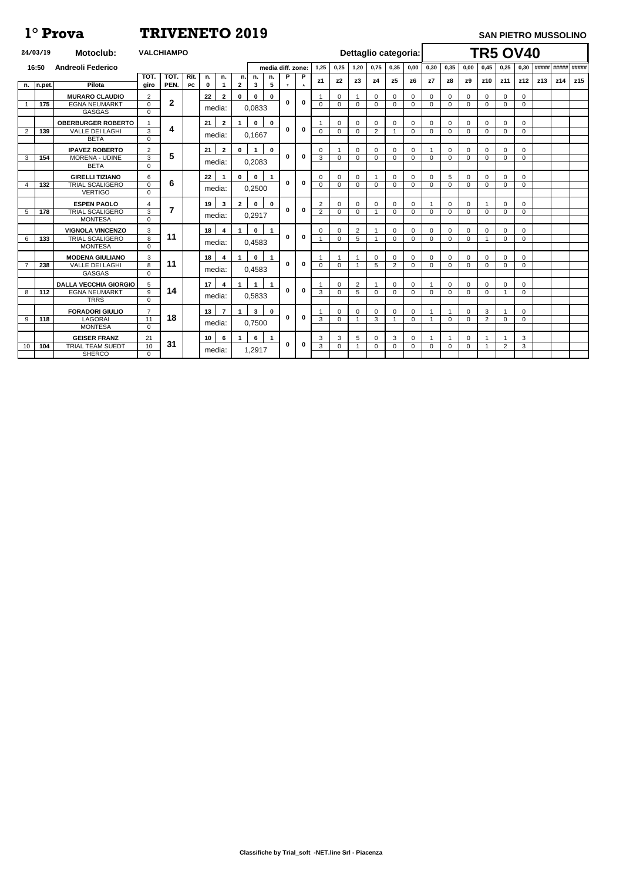# 1° Prova TRIVENETO 2019

**SAN PIETRO MUSSOLINO**

24/03/19 **Motoclub:** VALCHIAMPO

16:50 Andreoli Federico

**Dettaglio categoria: TR5 OV40**

| n. | n.pet. | Pilota | TOT. giro | TOT. PEN. | Rit. PC | n. 0 | n. 1 | n. 2 | n. 3 | n. 5 | P T | P A | z1 | z2 | z3 | z4 | z5 | z6 | z7 | z8 | z9 | z10 | z11 | z12 | z13 | z14 | z15 |
|---|---|---|---|---|---|---|---|---|---|---|---|---|---|---|---|---|---|---|---|---|---|---|---|---|---|---|---|
| | | | | | | | | media diff. zone: | | | | | 1,25 | 0,25 | 1,20 | 0,75 | 0,35 | 0,00 | 0,30 | 0,35 | 0,00 | 0,45 | 0,25 | 0,30 | ##### | ##### | ##### |
| | | **MURARO CLAUDIO** | 2 | | | 22 | 2 | 0 | 0 | 0 | | | 1 | 0 | 1 | 0 | 0 | 0 | 0 | 0 | 0 | 0 | 0 | 0 | | | |
| 1 | 175 | EGNA NEUMARKT | 0 | 2 | | media: | | 0,0833 | | | 0 | 0 | 0 | 0 | 0 | 0 | 0 | 0 | 0 | 0 | 0 | 0 | 0 | 0 | | | |
| | | GASGAS | 0 | | | | | | | | | | | | | | | | | | | | | | | | |
| | | **OBERBURGER ROBERTO** | 1 | | | 21 | 2 | 1 | 0 | 0 | | | 1 | 0 | 0 | 0 | 0 | 0 | 0 | 0 | 0 | 0 | 0 | 0 | | | |
| 2 | 139 | VALLE DEI LAGHI | 3 | 4 | | media: | | 0,1667 | | | 0 | 0 | 0 | 0 | 0 | 2 | 1 | 0 | 0 | 0 | 0 | 0 | 0 | 0 | | | |
| | | BETA | 0 | | | | | | | | | | | | | | | | | | | | | | | | |
| | | **IPAVEZ ROBERTO** | 2 | | | 21 | 2 | 0 | 1 | 0 | | | 0 | 1 | 0 | 0 | 0 | 0 | 1 | 0 | 0 | 0 | 0 | 0 | | | |
| 3 | 154 | MORENA - UDINE | 3 | 5 | | media: | | 0,2083 | | | 0 | 0 | 3 | 0 | 0 | 0 | 0 | 0 | 0 | 0 | 0 | 0 | 0 | 0 | | | |
| | | BETA | 0 | | | | | | | | | | | | | | | | | | | | | | | | |
| | | **GIRELLI TIZIANO** | 6 | | | 22 | 1 | 0 | 0 | 1 | | | 0 | 0 | 0 | 1 | 0 | 0 | 0 | 5 | 0 | 0 | 0 | 0 | | | |
| 4 | 132 | TRIAL SCALIGERO | 0 | 6 | | media: | | 0,2500 | | | 0 | 0 | 0 | 0 | 0 | 0 | 0 | 0 | 0 | 0 | 0 | 0 | 0 | 0 | | | |
| | | VERTIGO | 0 | | | | | | | | | | | | | | | | | | | | | | | | |
| | | **ESPEN PAOLO** | 4 | | | 19 | 3 | 2 | 0 | 0 | | | 2 | 0 | 0 | 0 | 0 | 0 | 1 | 0 | 0 | 1 | 0 | 0 | | | |
| 5 | 178 | TRIAL SCALIGERO | 3 | 7 | | media: | | 0,2917 | | | 0 | 0 | 2 | 0 | 0 | 1 | 0 | 0 | 0 | 0 | 0 | 0 | 0 | 0 | | | |
| | | MONTESA | 0 | | | | | | | | | | | | | | | | | | | | | | | | |
| | | **VIGNOLA VINCENZO** | 3 | | | 18 | 4 | 1 | 0 | 1 | | | 0 | 0 | 2 | 1 | 0 | 0 | 0 | 0 | 0 | 0 | 0 | 0 | | | |
| 6 | 133 | TRIAL SCALIGERO | 8 | 11 | | media: | | 0,4583 | | | 0 | 0 | 1 | 0 | 5 | 1 | 0 | 0 | 0 | 0 | 0 | 1 | 0 | 0 | | | |
| | | MONTESA | 0 | | | | | | | | | | | | | | | | | | | | | | | | |
| | | **MODENA GIULIANO** | 3 | | | 18 | 4 | 1 | 0 | 1 | | | 1 | 1 | 1 | 0 | 0 | 0 | 0 | 0 | 0 | 0 | 0 | 0 | | | |
| 7 | 238 | VALLE DEI LAGHI | 8 | 11 | | media: | | 0,4583 | | | 0 | 0 | 0 | 0 | 1 | 5 | 2 | 0 | 0 | 0 | 0 | 0 | 0 | 0 | | | |
| | | GASGAS | 0 | | | | | | | | | | | | | | | | | | | | | | | | |
| | | **DALLA VECCHIA GIORGIO** | 5 | | | 17 | 4 | 1 | 1 | 1 | | | 1 | 0 | 2 | 1 | 0 | 0 | 1 | 0 | 0 | 0 | 0 | 0 | | | |
| 8 | 112 | EGNA NEUMARKT | 9 | 14 | | media: | | 0,5833 | | | 0 | 0 | 3 | 0 | 5 | 0 | 0 | 0 | 0 | 0 | 0 | 0 | 1 | 0 | | | |
| | | TRRS | 0 | | | | | | | | | | | | | | | | | | | | | | | | |
| | | **FORADORI GIULIO** | 7 | | | 13 | 7 | 1 | 3 | 0 | | | 1 | 0 | 0 | 0 | 0 | 0 | 1 | 1 | 0 | 3 | 1 | 0 | | | |
| 9 | 118 | LAGORAI | 11 | 18 | | media: | | 0,7500 | | | 0 | 0 | 3 | 0 | 1 | 3 | 1 | 0 | 1 | 0 | 0 | 2 | 0 | 0 | | | |
| | | MONTESA | 0 | | | | | | | | | | | | | | | | | | | | | | | | |
| | | **GEISER FRANZ** | 21 | | | 10 | 6 | 1 | 6 | 1 | | | 3 | 3 | 5 | 0 | 3 | 0 | 1 | 1 | 0 | 1 | 1 | 3 | | | |
| 10 | 104 | TRIAL TEAM SUEDT | 10 | 31 | | media: | | 1,2917 | | | 0 | 0 | 3 | 0 | 1 | 0 | 0 | 0 | 0 | 0 | 0 | 1 | 2 | 3 | | | |
| | | SHERCO | 0 | | | | | | | | | | | | | | | | | | | | | | | | |

**Classifiche by Trial_soft -NET.line Srl - Piacenza**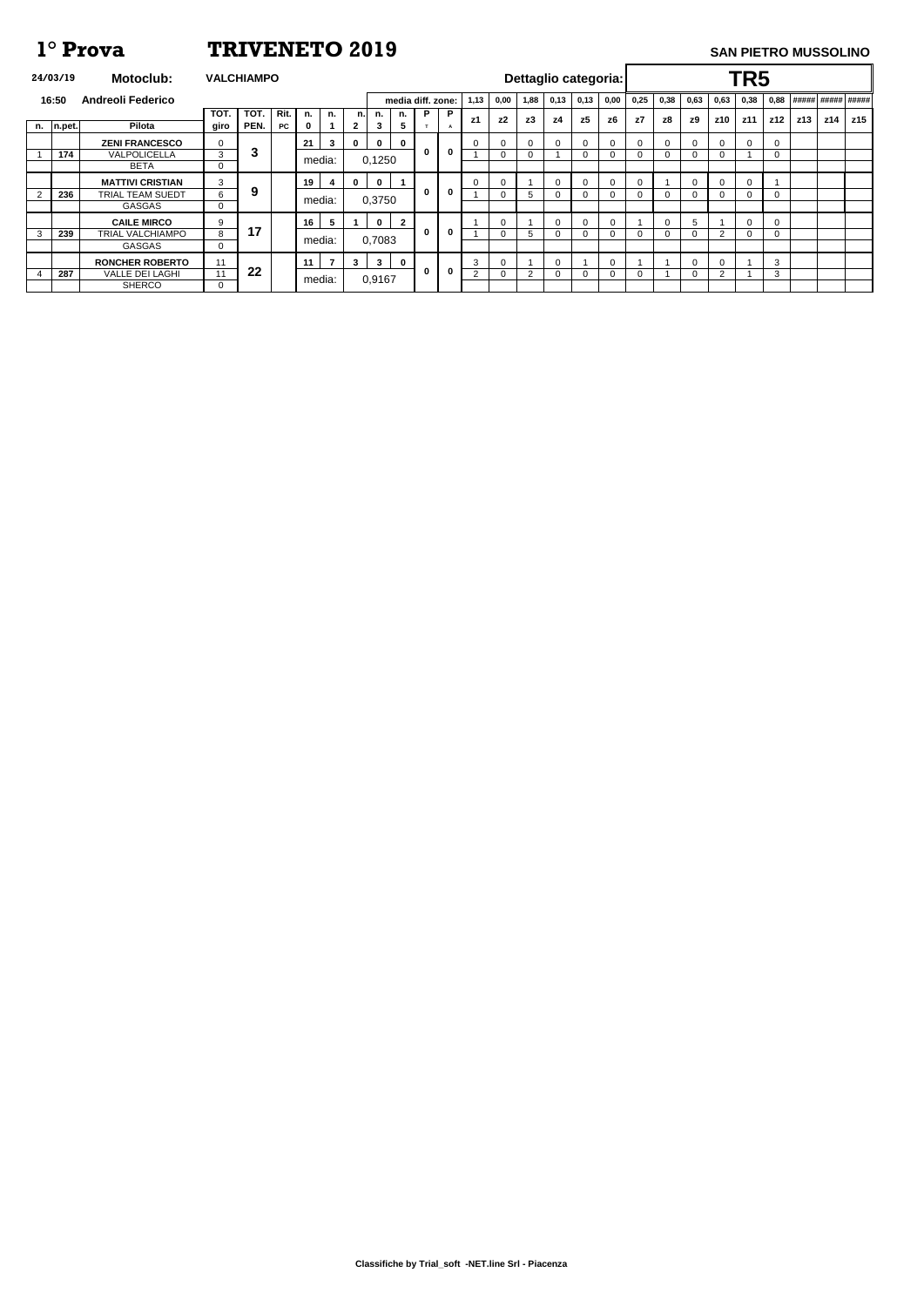# 1° Prova TRIVENETO 2019

**SAN PIETRO MUSSOLINO**

**24/03/19** **Motoclub:** **VALCHIAMPO** **Dettaglio categoria:** **TR5**

**16:50** **Andreoli Federico**

| n. | n.pet. | Pilota | TOT. giro | TOT. PEN. | Rit. PC | n. 0 | n. 1 | n. 2 | n. 3 | n. 5 | P T | P A | z1 | z2 | z3 | z4 | z5 | z6 | z7 | z8 | z9 | z10 | z11 | z12 | z13 | z14 | z15 |
|---|---|---|---|---|---|---|---|---|---|---|---|---|---|---|---|---|---|---|---|---|---|---|---|---|---|---|---|
| | | media diff. zone: | | | | | | | | | | | 1,13 | 0,00 | 1,88 | 0,13 | 0,13 | 0,00 | 0,25 | 0,38 | 0,63 | 0,63 | 0,38 | 0,88 | ##### | ##### | ##### |
| | | **ZENI FRANCESCO** | 0 | 3 | | 21 | 3 | 0 | 0 | 0 | 0 | 0 | 0 | 0 | 0 | 0 | 0 | 0 | 0 | 0 | 0 | 0 | 0 | 0 | | | |
| 1 | 174 | VALPOLICELLA | 3 | | | media: | | 0,1250 | | | | | 1 | 0 | 0 | 1 | 0 | 0 | 0 | 0 | 0 | 0 | 1 | 0 | | | |
| | | BETA | 0 | | | | | | | | | | | | | | | | | | | | | | | | |
| | | **MATTIVI CRISTIAN** | 3 | 9 | | 19 | 4 | 0 | 0 | 1 | 0 | 0 | 0 | 0 | 1 | 0 | 0 | 0 | 0 | 1 | 0 | 0 | 0 | 1 | | | |
| 2 | 236 | TRIAL TEAM SUEDT | 6 | | | media: | | 0,3750 | | | | | 1 | 0 | 5 | 0 | 0 | 0 | 0 | 0 | 0 | 0 | 0 | 0 | | | |
| | | GASGAS | 0 | | | | | | | | | | | | | | | | | | | | | | | | |
| | | **CAILE MIRCO** | 9 | 17 | | 16 | 5 | 1 | 0 | 2 | 0 | 0 | 1 | 0 | 1 | 0 | 0 | 0 | 1 | 0 | 5 | 1 | 0 | 0 | | | |
| 3 | 239 | TRIAL VALCHIAMPO | 8 | | | media: | | 0,7083 | | | | | 1 | 0 | 5 | 0 | 0 | 0 | 0 | 0 | 0 | 2 | 0 | 0 | | | |
| | | GASGAS | 0 | | | | | | | | | | | | | | | | | | | | | | | | |
| | | **RONCHER ROBERTO** | 11 | 22 | | 11 | 7 | 3 | 3 | 0 | 0 | 0 | 3 | 0 | 1 | 0 | 1 | 0 | 1 | 1 | 0 | 0 | 1 | 3 | | | |
| 4 | 287 | VALLE DEI LAGHI | 11 | | | media: | | 0,9167 | | | | | 2 | 0 | 2 | 0 | 0 | 0 | 0 | 1 | 0 | 2 | 1 | 3 | | | |
| | | SHERCO | 0 | | | | | | | | | | | | | | | | | | | | | | | | |

**Classifiche by Trial_soft -NET.line Srl - Piacenza**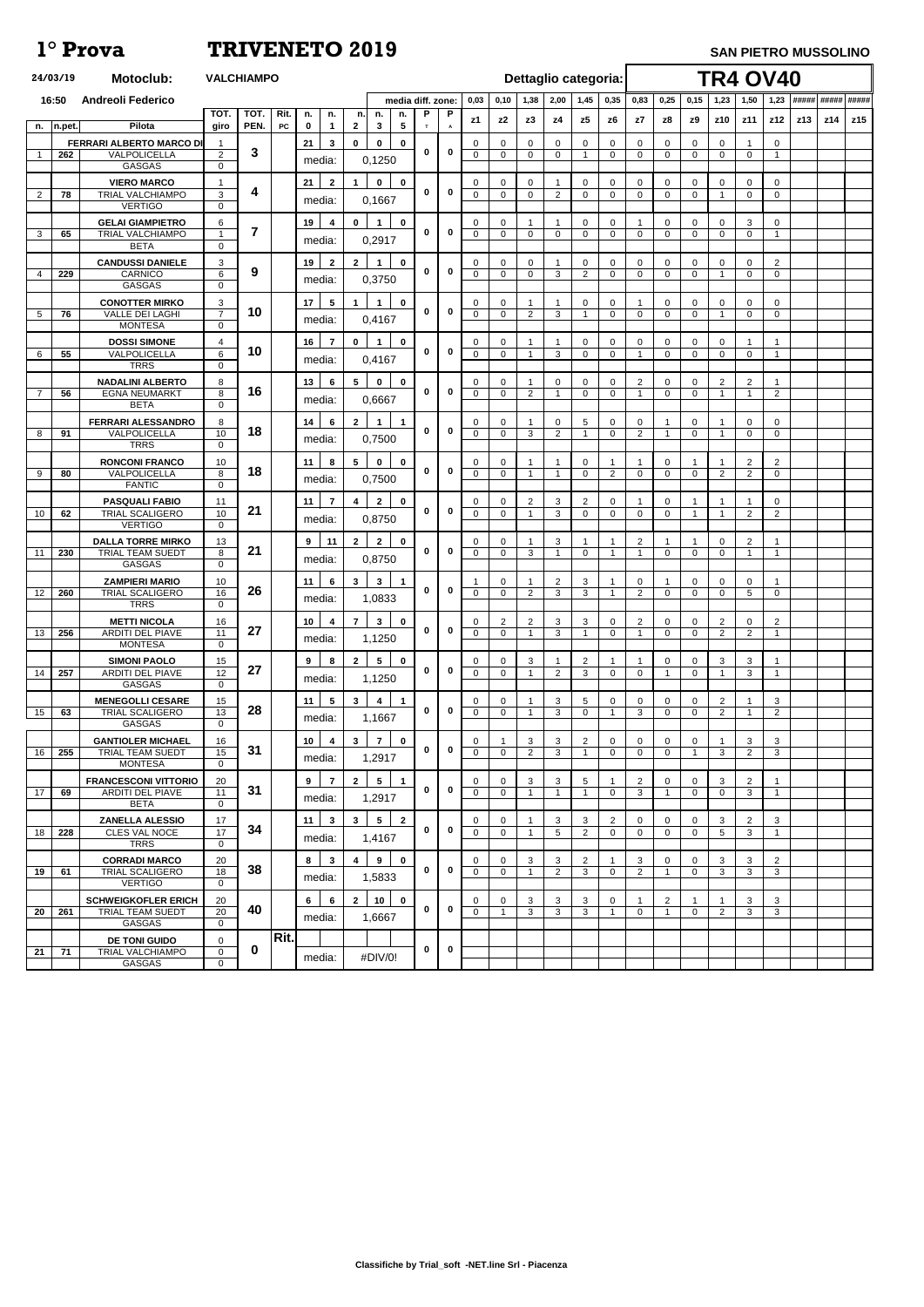# 1° Prova TRIVENETO 2019

**SAN PIETRO MUSSOLINO**

24/03/19 **Motoclub:** VALCHIAMPO — **Dettaglio categoria:** **TR4 OV40**

16:50 **Andreoli Federico**

media diff. zone:

| n. | n.pet. | Pilota | TOT. giro | TOT. PEN. | Rit. PC | n. 0 | n. 1 | n. 2 | n. 3 | n. 5 | P T | P A | z1 (0,03) | z2 (0,10) | z3 (1,38) | z4 (2,00) | z5 (1,45) | z6 (0,35) | z7 (0,83) | z8 (0,25) | z9 (0,15) | z10 (1,23) | z11 (1,50) | z12 (1,23) | z13 (#####) | z14 (#####) | z15 (#####) |
|---|---|---|---|---|---|---|---|---|---|---|---|---|---|---|---|---|---|---|---|---|---|---|---|---|---|---|
| 1 | 262 | FERRARI ALBERTO MARCO DI / VALPOLICELLA / GASGAS | 1 / 2 / 0 | 3 | | 21 | 3 | 0 | 0 | 0 | 0 | 0 | 0 / 0 | 0 / 0 | 0 / 0 | 0 / 0 | 0 / 1 | 0 / 0 | 0 / 0 | 0 / 0 | 0 / 0 | 0 / 0 | 1 / 0 | 0 / 1 | | | |
| | | | | | | media: | 0,1250 | | | | | | | | | | | | | | | | | | | | |
| 2 | 78 | VIERO MARCO / TRIAL VALCHIAMPO / VERTIGO | 1 / 3 / 0 | 4 | | 21 | 2 | 1 | 0 | 0 | 0 | 0 | 0 / 0 | 0 / 0 | 0 / 0 | 1 / 2 | 0 / 0 | 0 / 0 | 0 / 0 | 0 / 0 | 0 / 0 | 0 / 1 | 0 / 0 | 0 / 0 | | | |
| | | | | | | media: | 0,1667 | | | | | | | | | | | | | | | | | | | | |
| 3 | 65 | GELAI GIAMPIETRO / TRIAL VALCHIAMPO / BETA | 6 / 1 / 0 | 7 | | 19 | 4 | 0 | 1 | 0 | 0 | 0 | 0 / 0 | 0 / 0 | 1 / 0 | 1 / 0 | 0 / 0 | 0 / 0 | 1 / 0 | 0 / 0 | 0 / 0 | 0 / 0 | 3 / 0 | 0 / 1 | | | |
| | | | | | | media: | 0,2917 | | | | | | | | | | | | | | | | | | | | |
| 4 | 229 | CANDUSSI DANIELE / CARNICO / GASGAS | 3 / 6 / 0 | 9 | | 19 | 2 | 2 | 1 | 0 | 0 | 0 | 0 / 0 | 0 / 0 | 0 / 0 | 1 / 3 | 0 / 2 | 0 / 0 | 0 / 0 | 0 / 0 | 0 / 0 | 0 / 1 | 0 / 0 | 2 / 0 | | | |
| | | | | | | media: | 0,3750 | | | | | | | | | | | | | | | | | | | | |
| 5 | 76 | CONOTTER MIRKO / VALLE DEI LAGHI / MONTESA | 3 / 7 / 0 | 10 | | 17 | 5 | 1 | 1 | 0 | 0 | 0 | 0 / 0 | 0 / 0 | 1 / 2 | 1 / 3 | 0 / 1 | 0 / 0 | 1 / 0 | 0 / 0 | 0 / 0 | 0 / 1 | 0 / 0 | 0 / 0 | | | |
| | | | | | | media: | 0,4167 | | | | | | | | | | | | | | | | | | | | |
| 6 | 55 | DOSSI SIMONE / VALPOLICELLA / TRRS | 4 / 6 / 0 | 10 | | 16 | 7 | 0 | 1 | 0 | 0 | 0 | 0 / 0 | 0 / 0 | 1 / 1 | 1 / 3 | 0 / 0 | 0 / 0 | 0 / 1 | 0 / 0 | 0 / 0 | 0 / 0 | 1 / 0 | 1 / 1 | | | |
| | | | | | | media: | 0,4167 | | | | | | | | | | | | | | | | | | | | |
| 7 | 56 | NADALINI ALBERTO / EGNA NEUMARKT / BETA | 8 / 8 / 0 | 16 | | 13 | 6 | 5 | 0 | 0 | 0 | 0 | 0 / 0 | 0 / 0 | 1 / 2 | 0 / 1 | 0 / 0 | 0 / 0 | 2 / 1 | 0 / 0 | 0 / 0 | 2 / 1 | 2 / 1 | 1 / 2 | | | |
| | | | | | | media: | 0,6667 | | | | | | | | | | | | | | | | | | | | |
| 8 | 91 | FERRARI ALESSANDRO / VALPOLICELLA / TRRS | 8 / 10 / 0 | 18 | | 14 | 6 | 2 | 1 | 1 | 0 | 0 | 0 / 0 | 0 / 0 | 1 / 3 | 0 / 2 | 5 / 1 | 0 / 0 | 0 / 2 | 1 / 1 | 0 / 0 | 1 / 1 | 0 / 0 | 0 / 0 | | | |
| | | | | | | media: | 0,7500 | | | | | | | | | | | | | | | | | | | | |
| 9 | 80 | RONCONI FRANCO / VALPOLICELLA / FANTIC | 10 / 8 / 0 | 18 | | 11 | 8 | 5 | 0 | 0 | 0 | 0 | 0 / 0 | 0 / 0 | 1 / 1 | 1 / 1 | 0 / 0 | 1 / 2 | 1 / 0 | 0 / 0 | 1 / 0 | 1 / 2 | 2 / 2 | 2 / 0 | | | |
| | | | | | | media: | 0,7500 | | | | | | | | | | | | | | | | | | | | |
| 10 | 62 | PASQUALI FABIO / TRIAL SCALIGERO / VERTIGO | 11 / 10 / 0 | 21 | | 11 | 7 | 4 | 2 | 0 | 0 | 0 | 0 / 0 | 0 / 0 | 2 / 1 | 3 / 3 | 2 / 0 | 0 / 0 | 1 / 0 | 0 / 0 | 1 / 1 | 1 / 1 | 1 / 2 | 0 / 2 | | | |
| | | | | | | media: | 0,8750 | | | | | | | | | | | | | | | | | | | | |
| 11 | 230 | DALLA TORRE MIRKO / TRIAL TEAM SUEDT / GASGAS | 13 / 8 / 0 | 21 | | 9 | 11 | 2 | 2 | 0 | 0 | 0 | 0 / 0 | 0 / 0 | 1 / 3 | 3 / 1 | 1 / 0 | 1 / 1 | 2 / 1 | 1 / 0 | 1 / 0 | 0 / 0 | 2 / 1 | 1 / 1 | | | |
| | | | | | | media: | 0,8750 | | | | | | | | | | | | | | | | | | | | |
| 12 | 260 | ZAMPIERI MARIO / TRIAL SCALIGERO / TRRS | 10 / 16 / 0 | 26 | | 11 | 6 | 3 | 3 | 1 | 0 | 0 | 1 / 0 | 0 / 0 | 1 / 2 | 2 / 3 | 3 / 3 | 1 / 1 | 0 / 2 | 1 / 0 | 0 / 0 | 0 / 0 | 0 / 5 | 1 / 0 | | | |
| | | | | | | media: | 1,0833 | | | | | | | | | | | | | | | | | | | | |
| 13 | 256 | METTI NICOLA / ARDITI DEL PIAVE / MONTESA | 16 / 11 / 0 | 27 | | 10 | 4 | 7 | 3 | 0 | 0 | 0 | 0 / 0 | 2 / 0 | 2 / 1 | 3 / 3 | 3 / 1 | 0 / 0 | 2 / 1 | 0 / 0 | 0 / 0 | 2 / 2 | 0 / 2 | 2 / 1 | | | |
| | | | | | | media: | 1,1250 | | | | | | | | | | | | | | | | | | | | |
| 14 | 257 | SIMONI PAOLO / ARDITI DEL PIAVE / GASGAS | 15 / 12 / 0 | 27 | | 9 | 8 | 2 | 5 | 0 | 0 | 0 | 0 / 0 | 0 / 0 | 3 / 1 | 1 / 2 | 2 / 3 | 1 / 0 | 1 / 0 | 0 / 1 | 0 / 0 | 3 / 1 | 3 / 3 | 1 / 1 | | | |
| | | | | | | media: | 1,1250 | | | | | | | | | | | | | | | | | | | | |
| 15 | 63 | MENEGOLLI CESARE / TRIAL SCALIGERO / GASGAS | 15 / 13 / 0 | 28 | | 11 | 5 | 3 | 4 | 1 | 0 | 0 | 0 / 0 | 0 / 0 | 1 / 1 | 3 / 3 | 5 / 0 | 0 / 1 | 0 / 3 | 0 / 0 | 0 / 0 | 2 / 2 | 1 / 1 | 3 / 2 | | | |
| | | | | | | media: | 1,1667 | | | | | | | | | | | | | | | | | | | | |
| 16 | 255 | GANTIOLER MICHAEL / TRIAL TEAM SUEDT / MONTESA | 16 / 15 / 0 | 31 | | 10 | 4 | 3 | 7 | 0 | 0 | 0 | 0 / 0 | 1 / 0 | 3 / 2 | 3 / 3 | 2 / 1 | 0 / 0 | 0 / 0 | 0 / 0 | 0 / 1 | 1 / 3 | 3 / 2 | 3 / 3 | | | |
| | | | | | | media: | 1,2917 | | | | | | | | | | | | | | | | | | | | |
| 17 | 69 | FRANCESCONI VITTORIO / ARDITI DEL PIAVE / BETA | 20 / 11 / 0 | 31 | | 9 | 7 | 2 | 5 | 1 | 0 | 0 | 0 / 0 | 0 / 0 | 3 / 1 | 3 / 1 | 5 / 1 | 1 / 0 | 2 / 3 | 0 / 1 | 0 / 0 | 3 / 0 | 2 / 3 | 1 / 1 | | | |
| | | | | | | media: | 1,2917 | | | | | | | | | | | | | | | | | | | | |
| 18 | 228 | ZANELLA ALESSIO / CLES VAL NOCE / TRRS | 17 / 17 / 0 | 34 | | 11 | 3 | 3 | 5 | 2 | 0 | 0 | 0 / 0 | 0 / 0 | 1 / 1 | 3 / 5 | 3 / 2 | 2 / 0 | 0 / 0 | 0 / 0 | 0 / 0 | 3 / 5 | 2 / 3 | 3 / 1 | | | |
| | | | | | | media: | 1,4167 | | | | | | | | | | | | | | | | | | | | |
| 19 | 61 | CORRADI MARCO / TRIAL SCALIGERO / VERTIGO | 20 / 18 / 0 | 38 | | 8 | 3 | 4 | 9 | 0 | 0 | 0 | 0 / 0 | 0 / 0 | 3 / 1 | 3 / 2 | 2 / 3 | 1 / 0 | 3 / 2 | 0 / 1 | 0 / 0 | 3 / 3 | 3 / 3 | 2 / 3 | | | |
| | | | | | | media: | 1,5833 | | | | | | | | | | | | | | | | | | | | |
| 20 | 261 | SCHWEIGKOFLER ERICH / TRIAL TEAM SUEDT / GASGAS | 20 / 20 / 0 | 40 | | 6 | 6 | 2 | 10 | 0 | 0 | 0 | 0 / 0 | 0 / 1 | 3 / 3 | 3 / 3 | 3 / 3 | 0 / 1 | 1 / 0 | 2 / 1 | 1 / 0 | 1 / 2 | 3 / 3 | 3 / 3 | | | |
| | | | | | | media: | 1,6667 | | | | | | | | | | | | | | | | | | | | |
| 21 | 71 | DE TONI GUIDO / TRIAL VALCHIAMPO / GASGAS | 0 / 0 / 0 | 0 | Rit. | | | | | | 0 | 0 | | | | | | | | | | | | | | | |
| | | | | | | media: | #DIV/0! | | | | | | | | | | | | | | | | | | | | |

Classifiche by Trial_soft -NET.line Srl - Piacenza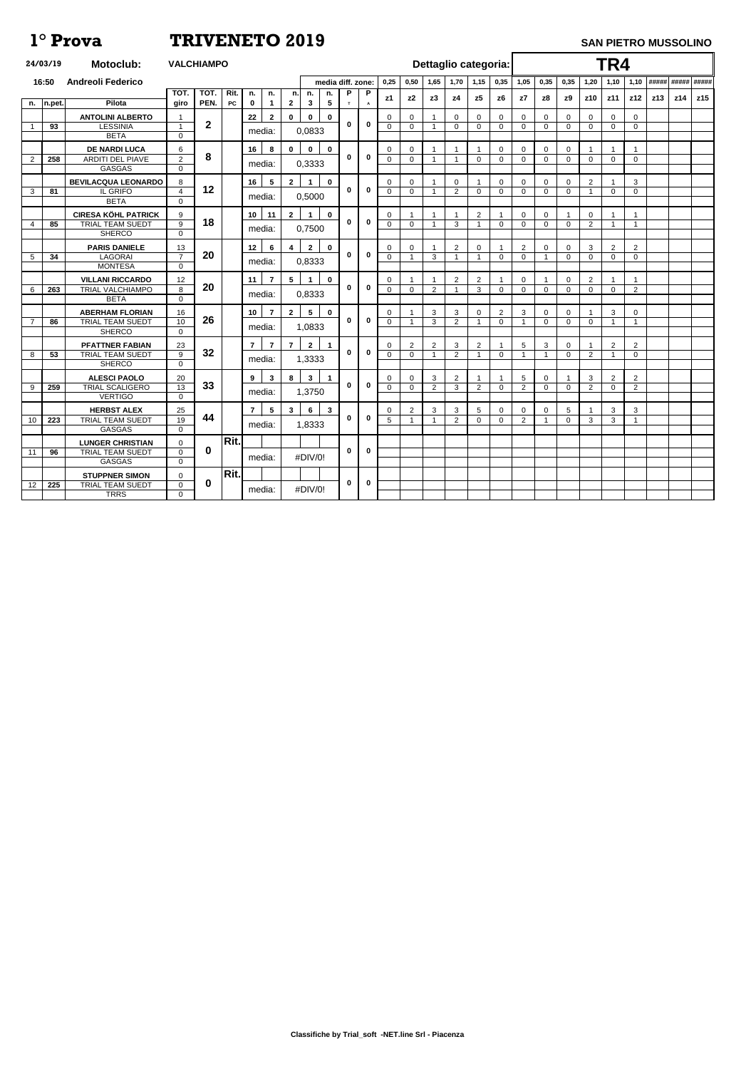# 1° Prova TRIVENETO 2019

**SAN PIETRO MUSSOLINO**

24/03/19 **Motoclub:** VALCHIAMPO

16:50 Andreoli Federico

**Dettaglio categoria: TR4**

| n. | n.pet. | Pilota | TOT. giro | TOT. PEN. | Rit. PC | n. 0 | n. 1 | n. 2 | n. 3 | n. 5 | P T | P A | z1 (0,25) | z2 (0,50) | z3 (1,65) | z4 (1,70) | z5 (1,15) | z6 (0,35) | z7 (1,05) | z8 (0,35) | z9 (0,35) | z10 (1,20) | z11 (1,10) | z12 (1,10) | z13 (#####) | z14 (#####) | z15 (#####) |
|---|---|---|---|---|---|---|---|---|---|---|---|---|---|---|---|---|---|---|---|---|---|---|---|---|---|---|
| | | ANTOLINI ALBERTO | 1 | | | 22 | 2 | 0 | 0 | 0 | | | 0 | 0 | 1 | 0 | 0 | 0 | 0 | 0 | 0 | 0 | 0 | 0 | | | |
| 1 | 93 | LESSINIA | 1 | 2 | | media: | | 0,0833 | | | 0 | 0 | 0 | 0 | 1 | 0 | 0 | 0 | 0 | 0 | 0 | 0 | 0 | 0 | | | |
| | | BETA | 0 | | | | | | | | | | | | | | | | | | | | | | | | |
| | | DE NARDI LUCA | 6 | | | 16 | 8 | 0 | 0 | 0 | | | 0 | 0 | 1 | 1 | 1 | 0 | 0 | 0 | 0 | 1 | 1 | 1 | | | |
| 2 | 258 | ARDITI DEL PIAVE | 2 | 8 | | media: | | 0,3333 | | | 0 | 0 | 0 | 0 | 1 | 1 | 0 | 0 | 0 | 0 | 0 | 0 | 0 | 0 | | | |
| | | GASGAS | 0 | | | | | | | | | | | | | | | | | | | | | | | | |
| | | BEVILACQUA LEONARDO | 8 | | | 16 | 5 | 2 | 1 | 0 | | | 0 | 0 | 1 | 0 | 1 | 0 | 0 | 0 | 0 | 2 | 1 | 3 | | | |
| 3 | 81 | IL GRIFO | 4 | 12 | | media: | | 0,5000 | | | 0 | 0 | 0 | 0 | 1 | 2 | 0 | 0 | 0 | 0 | 0 | 1 | 0 | 0 | | | |
| | | BETA | 0 | | | | | | | | | | | | | | | | | | | | | | | | |
| | | CIRESA KÖHL PATRICK | 9 | | | 10 | 11 | 2 | 1 | 0 | | | 0 | 1 | 1 | 1 | 2 | 1 | 0 | 0 | 1 | 0 | 1 | 1 | | | |
| 4 | 85 | TRIAL TEAM SUEDT | 9 | 18 | | media: | | 0,7500 | | | 0 | 0 | 0 | 0 | 1 | 3 | 1 | 0 | 0 | 0 | 0 | 2 | 1 | 1 | | | |
| | | SHERCO | 0 | | | | | | | | | | | | | | | | | | | | | | | | |
| | | PARIS DANIELE | 13 | | | 12 | 6 | 4 | 2 | 0 | | | 0 | 0 | 1 | 2 | 0 | 1 | 2 | 0 | 0 | 3 | 2 | 2 | | | |
| 5 | 34 | LAGORAI | 7 | 20 | | media: | | 0,8333 | | | 0 | 0 | 0 | 1 | 3 | 1 | 1 | 0 | 0 | 1 | 0 | 0 | 0 | 0 | | | |
| | | MONTESA | 0 | | | | | | | | | | | | | | | | | | | | | | | | |
| | | VILLANI RICCARDO | 12 | | | 11 | 7 | 5 | 1 | 0 | | | 0 | 1 | 1 | 2 | 2 | 1 | 0 | 1 | 0 | 2 | 1 | 1 | | | |
| 6 | 263 | TRIAL VALCHIAMPO | 8 | 20 | | media: | | 0,8333 | | | 0 | 0 | 0 | 0 | 2 | 1 | 3 | 0 | 0 | 0 | 0 | 0 | 0 | 2 | | | |
| | | BETA | 0 | | | | | | | | | | | | | | | | | | | | | | | | |
| | | ABERHAM FLORIAN | 16 | | | 10 | 7 | 2 | 5 | 0 | | | 0 | 1 | 3 | 3 | 0 | 2 | 3 | 0 | 0 | 1 | 3 | 0 | | | |
| 7 | 86 | TRIAL TEAM SUEDT | 10 | 26 | | media: | | 1,0833 | | | 0 | 0 | 0 | 1 | 3 | 2 | 1 | 0 | 1 | 0 | 0 | 0 | 1 | 1 | | | |
| | | SHERCO | 0 | | | | | | | | | | | | | | | | | | | | | | | | |
| | | PFATTNER FABIAN | 23 | | | 7 | 7 | 7 | 2 | 1 | | | 0 | 2 | 2 | 3 | 2 | 1 | 5 | 3 | 0 | 1 | 2 | 2 | | | |
| 8 | 53 | TRIAL TEAM SUEDT | 9 | 32 | | media: | | 1,3333 | | | 0 | 0 | 0 | 0 | 1 | 2 | 1 | 0 | 1 | 1 | 0 | 2 | 1 | 0 | | | |
| | | SHERCO | 0 | | | | | | | | | | | | | | | | | | | | | | | | |
| | | ALESCI PAOLO | 20 | | | 9 | 3 | 8 | 3 | 1 | | | 0 | 0 | 3 | 2 | 1 | 1 | 5 | 0 | 1 | 3 | 2 | 2 | | | |
| 9 | 259 | TRIAL SCALIGERO | 13 | 33 | | media: | | 1,3750 | | | 0 | 0 | 0 | 0 | 2 | 3 | 2 | 0 | 2 | 0 | 0 | 2 | 0 | 2 | | | |
| | | VERTIGO | 0 | | | | | | | | | | | | | | | | | | | | | | | | |
| | | HERBST ALEX | 25 | | | 7 | 5 | 3 | 6 | 3 | | | 0 | 2 | 3 | 3 | 5 | 0 | 0 | 0 | 5 | 1 | 3 | 3 | | | |
| 10 | 223 | TRIAL TEAM SUEDT | 19 | 44 | | media: | | 1,8333 | | | 0 | 0 | 5 | 1 | 1 | 2 | 0 | 0 | 2 | 1 | 0 | 3 | 3 | 1 | | | |
| | | GASGAS | 0 | | | | | | | | | | | | | | | | | | | | | | | | |
| | | LUNGER CHRISTIAN | 0 | | Rit. | | | | | | | | | | | | | | | | | | | | | | |
| 11 | 96 | TRIAL TEAM SUEDT | 0 | 0 | | media: | | #DIV/0! | | | 0 | 0 | | | | | | | | | | | | | | | |
| | | GASGAS | 0 | | | | | | | | | | | | | | | | | | | | | | | | |
| | | STUPPNER SIMON | 0 | | Rit. | | | | | | | | | | | | | | | | | | | | | | |
| 12 | 225 | TRIAL TEAM SUEDT | 0 | 0 | | media: | | #DIV/0! | | | 0 | 0 | | | | | | | | | | | | | | | |
| | | TRRS | 0 | | | | | | | | | | | | | | | | | | | | | | | | |

**Classifiche by Trial_soft -NET.line Srl - Piacenza**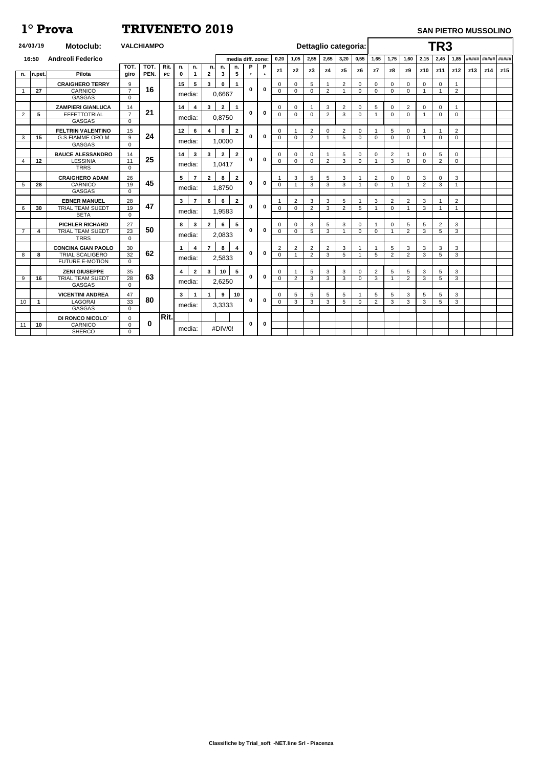# 1° Prova TRIVENETO 2019

**SAN PIETRO MUSSOLINO**

**24/03/19** **Motoclub:** **VALCHIAMPO** **Dettaglio categoria:** **TR3**

**16:50** **Andreoli Federico**

| n. | n.pet. | Pilota | TOT. giro | TOT. PEN. | Rit. PC | n. 0 | n. 1 | n. 2 | n. 3 | n. 5 | P T | P A | z1 (0,20) | z2 (1,05) | z3 (2,55) | z4 (2,65) | z5 (3,20) | z6 (0,55) | z7 (1,65) | z8 (1,75) | z9 (1,60) | z10 (2,15) | z11 (2,45) | z12 (1,85) | z13 (#####) | z14 (#####) | z15 (#####) |
|---|---|---|---|---|---|---|---|---|---|---|---|---|---|---|---|---|---|---|---|---|---|---|---|---|---|---|---|
| | | **CRAIGHERO TERRY** | 9 | | | 15 | 5 | 3 | 0 | 1 | | | 0 | 0 | 5 | 1 | 2 | 0 | 0 | 0 | 0 | 0 | 0 | 1 | | | |
| 1 | **27** | CARNICO | 7 | **16** | | media: | | 0,6667 | | | 0 | 0 | 0 | 0 | 0 | 2 | 1 | 0 | 0 | 0 | 0 | 1 | 1 | 2 | | | |
| | | GASGAS | 0 | | | | | | | | | | | | | | | | | | | | | | | | |
| | | **ZAMPIERI GIANLUCA** | 14 | | | 14 | 4 | 3 | 2 | 1 | | | 0 | 0 | 1 | 3 | 2 | 0 | 5 | 0 | 2 | 0 | 0 | 1 | | | |
| 2 | **5** | EFFETTOTRIAL | 7 | **21** | | media: | | 0,8750 | | | 0 | 0 | 0 | 0 | 0 | 2 | 3 | 0 | 1 | 0 | 0 | 1 | 0 | 0 | | | |
| | | GASGAS | 0 | | | | | | | | | | | | | | | | | | | | | | | | |
| | | **FELTRIN VALENTINO** | 15 | | | 12 | 6 | 4 | 0 | 2 | | | 0 | 1 | 2 | 0 | 2 | 0 | 1 | 5 | 0 | 1 | 1 | 2 | | | |
| 3 | **15** | G.S.FIAMME ORO M | 9 | **24** | | media: | | 1,0000 | | | 0 | 0 | 0 | 0 | 2 | 1 | 5 | 0 | 0 | 0 | 0 | 1 | 0 | 0 | | | |
| | | GASGAS | 0 | | | | | | | | | | | | | | | | | | | | | | | | |
| | | **BAUCE ALESSANDRO** | 14 | | | 14 | 3 | 3 | 2 | 2 | | | 0 | 0 | 0 | 1 | 5 | 0 | 0 | 2 | 1 | 0 | 5 | 0 | | | |
| 4 | **12** | LESSINIA | 11 | **25** | | media: | | 1,0417 | | | 0 | 0 | 0 | 0 | 0 | 2 | 3 | 0 | 1 | 3 | 0 | 0 | 2 | 0 | | | |
| | | TRRS | 0 | | | | | | | | | | | | | | | | | | | | | | | | |
| | | **CRAIGHERO ADAM** | 26 | | | 5 | 7 | 2 | 8 | 2 | | | 1 | 3 | 5 | 5 | 3 | 1 | 2 | 0 | 0 | 3 | 0 | 3 | | | |
| 5 | **28** | CARNICO | 19 | **45** | | media: | | 1,8750 | | | 0 | 0 | 0 | 1 | 3 | 3 | 3 | 1 | 0 | 1 | 1 | 2 | 3 | 1 | | | |
| | | GASGAS | 0 | | | | | | | | | | | | | | | | | | | | | | | | |
| | | **EBNER MANUEL** | 28 | | | 3 | 7 | 6 | 6 | 2 | | | 1 | 2 | 3 | 3 | 5 | 1 | 3 | 2 | 2 | 3 | 1 | 2 | | | |
| 6 | **30** | TRIAL TEAM SUEDT | 19 | **47** | | media: | | 1,9583 | | | 0 | 0 | 0 | 0 | 2 | 3 | 2 | 5 | 1 | 0 | 1 | 3 | 1 | 1 | | | |
| | | BETA | 0 | | | | | | | | | | | | | | | | | | | | | | | | |
| | | **PICHLER RICHARD** | 27 | | | 8 | 3 | 2 | 6 | 5 | | | 0 | 0 | 3 | 5 | 3 | 0 | 1 | 0 | 5 | 5 | 2 | 3 | | | |
| 7 | **4** | TRIAL TEAM SUEDT | 23 | **50** | | media: | | 2,0833 | | | 0 | 0 | 0 | 0 | 5 | 3 | 1 | 0 | 0 | 1 | 2 | 3 | 5 | 3 | | | |
| | | TRRS | 0 | | | | | | | | | | | | | | | | | | | | | | | | |
| | | **CONCINA GIAN PAOLO** | 30 | | | 1 | 4 | 7 | 8 | 4 | | | 2 | 2 | 2 | 2 | 3 | 1 | 1 | 5 | 3 | 3 | 3 | 3 | | | |
| 8 | **8** | TRIAL SCALIGERO | 32 | **62** | | media: | | 2,5833 | | | 0 | 0 | 0 | 1 | 2 | 3 | 5 | 1 | 5 | 2 | 2 | 3 | 5 | 3 | | | |
| | | FUTURE E-MOTION | 0 | | | | | | | | | | | | | | | | | | | | | | | | |
| | | **ZENI GIUSEPPE** | 35 | | | 4 | 2 | 3 | 10 | 5 | | | 0 | 1 | 5 | 3 | 3 | 0 | 2 | 5 | 5 | 3 | 5 | 3 | | | |
| 9 | **16** | TRIAL TEAM SUEDT | 28 | **63** | | media: | | 2,6250 | | | 0 | 0 | 0 | 2 | 3 | 3 | 3 | 0 | 3 | 1 | 2 | 3 | 5 | 3 | | | |
| | | GASGAS | 0 | | | | | | | | | | | | | | | | | | | | | | | | |
| | | **VICENTINI ANDREA** | 47 | | | 3 | 1 | 1 | 9 | 10 | | | 0 | 5 | 5 | 5 | 5 | 1 | 5 | 5 | 3 | 5 | 5 | 3 | | | |
| 10 | **1** | LAGORAI | 33 | **80** | | media: | | 3,3333 | | | 0 | 0 | 0 | 3 | 3 | 3 | 5 | 0 | 2 | 3 | 3 | 3 | 5 | 3 | | | |
| | | GASGAS | 0 | | | | | | | | | | | | | | | | | | | | | | | | |
| | | **DI RONCO NICOLO`** | 0 | | **Rit.** | | | | | | | | | | | | | | | | | | | | | | |
| 11 | **10** | CARNICO | 0 | **0** | | media: | | #DIV/0! | | | 0 | 0 | | | | | | | | | | | | | | | |
| | | SHERCO | 0 | | | | | | | | | | | | | | | | | | | | | | | | |

Classifiche by Trial_soft -NET.line Srl - Piacenza